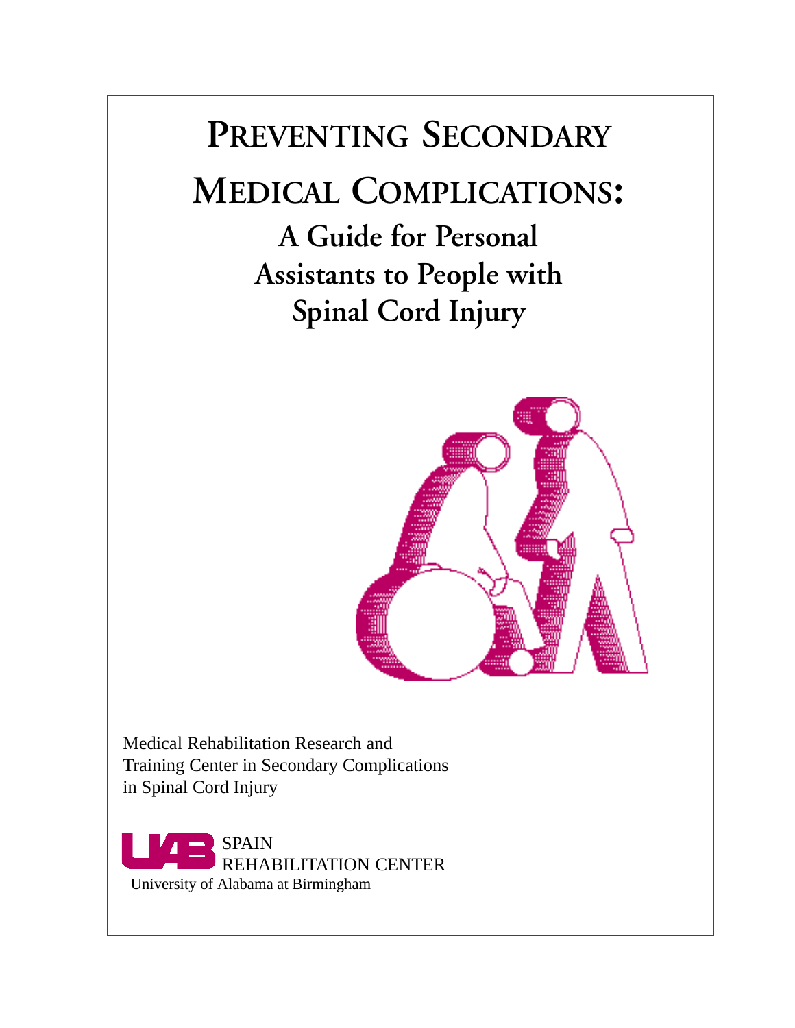# Preventing Secondary Medical Complications:

## A Guide for Personal Assistants to People with Spinal Cord Injury

Medical Rehabilitation Research and Training Center in Secondary Complications in Spinal Cord Injury

UAB SPAIN REHABILITATION CENTER

University of Alabama at Birmingham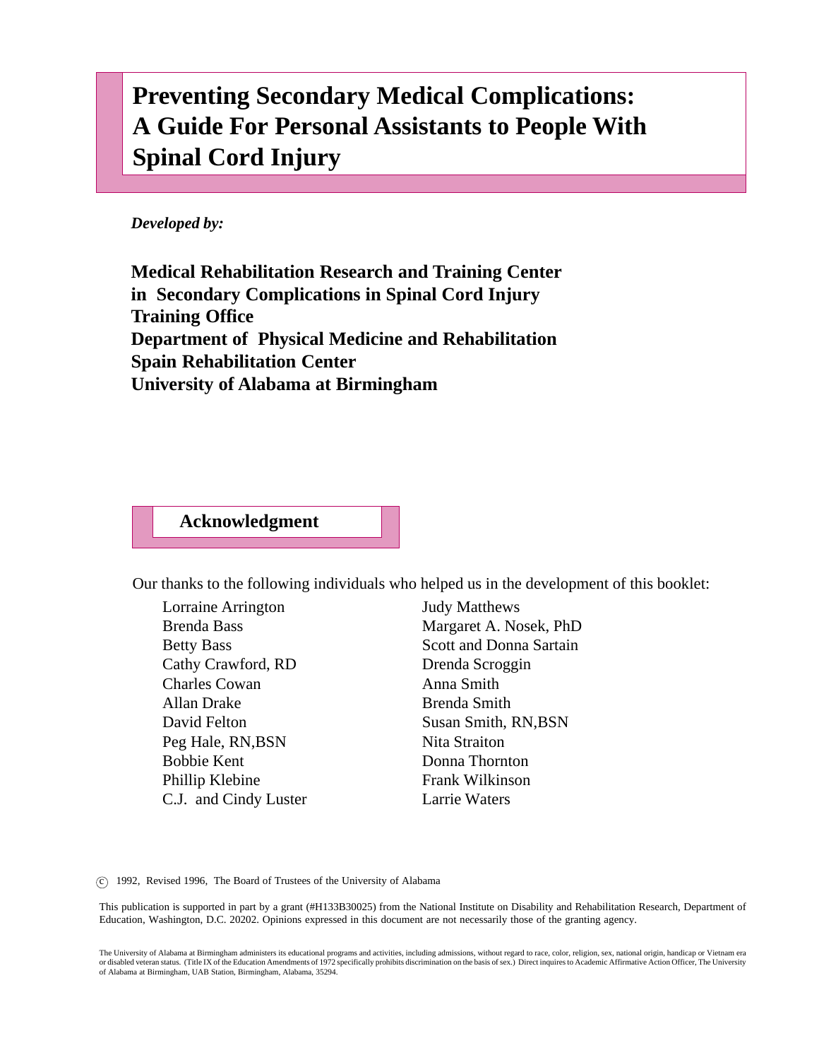# Preventing Secondary Medical Complications: A Guide For Personal Assistants to People With Spinal Cord Injury

*Developed by:*

**Medical Rehabilitation Research and Training Center in Secondary Complications in Spinal Cord Injury**
**Training Office**
**Department of Physical Medicine and Rehabilitation**
**Spain Rehabilitation Center**
**University of Alabama at Birmingham**

## Acknowledgment

Our thanks to the following individuals who helped us in the development of this booklet:

- Lorraine Arrington
- Brenda Bass
- Betty Bass
- Cathy Crawford, RD
- Charles Cowan
- Allan Drake
- David Felton
- Peg Hale, RN,BSN
- Bobbie Kent
- Phillip Klebine
- C.J. and Cindy Luster
- Judy Matthews
- Margaret A. Nosek, PhD
- Scott and Donna Sartain
- Drenda Scroggin
- Anna Smith
- Brenda Smith
- Susan Smith, RN,BSN
- Nita Straiton
- Donna Thornton
- Frank Wilkinson
- Larrie Waters

© 1992, Revised 1996, The Board of Trustees of the University of Alabama

This publication is supported in part by a grant (#H133B30025) from the National Institute on Disability and Rehabilitation Research, Department of Education, Washington, D.C. 20202. Opinions expressed in this document are not necessarily those of the granting agency.

The University of Alabama at Birmingham administers its educational programs and activities, including admissions, without regard to race, color, religion, sex, national origin, handicap or Vietnam era or disabled veteran status. (Title IX of the Education Amendments of 1972 specifically prohibits discrimination on the basis of sex.) Direct inquires to Academic Affirmative Action Officer, The University of Alabama at Birmingham, UAB Station, Birmingham, Alabama, 35294.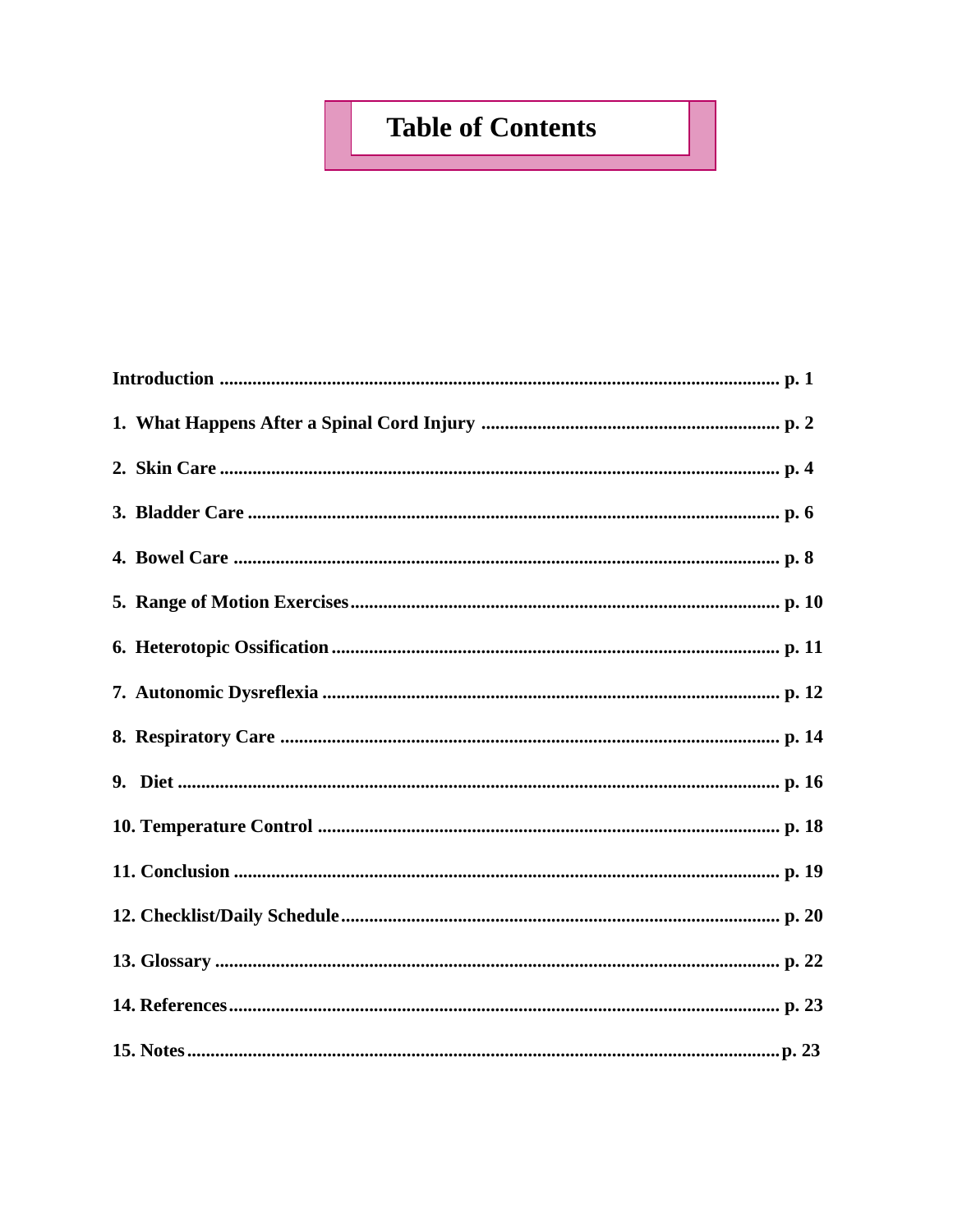# Table of Contents

**Introduction** ........................................................................................................ **p. 1**

**1. What Happens After a Spinal Cord Injury** ................................................................ **p. 2**

**2. Skin Care** ........................................................................................................ **p. 4**

**3. Bladder Care** .................................................................................................. **p. 6**

**4. Bowel Care** ..................................................................................................... **p. 8**

**5. Range of Motion Exercises** ............................................................................... **p. 10**

**6. Heterotopic Ossification** .................................................................................. **p. 11**

**7. Autonomic Dysreflexia** .................................................................................... **p. 12**

**8. Respiratory Care** ............................................................................................. **p. 14**

**9. Diet** .............................................................................................................. **p. 16**

**10. Temperature Control** ..................................................................................... **p. 18**

**11. Conclusion** ................................................................................................... **p. 19**

**12. Checklist/Daily Schedule** ................................................................................ **p. 20**

**13. Glossary** ...................................................................................................... **p. 22**

**14. References** ................................................................................................... **p. 23**

**15. Notes** ........................................................................................................... **p. 23**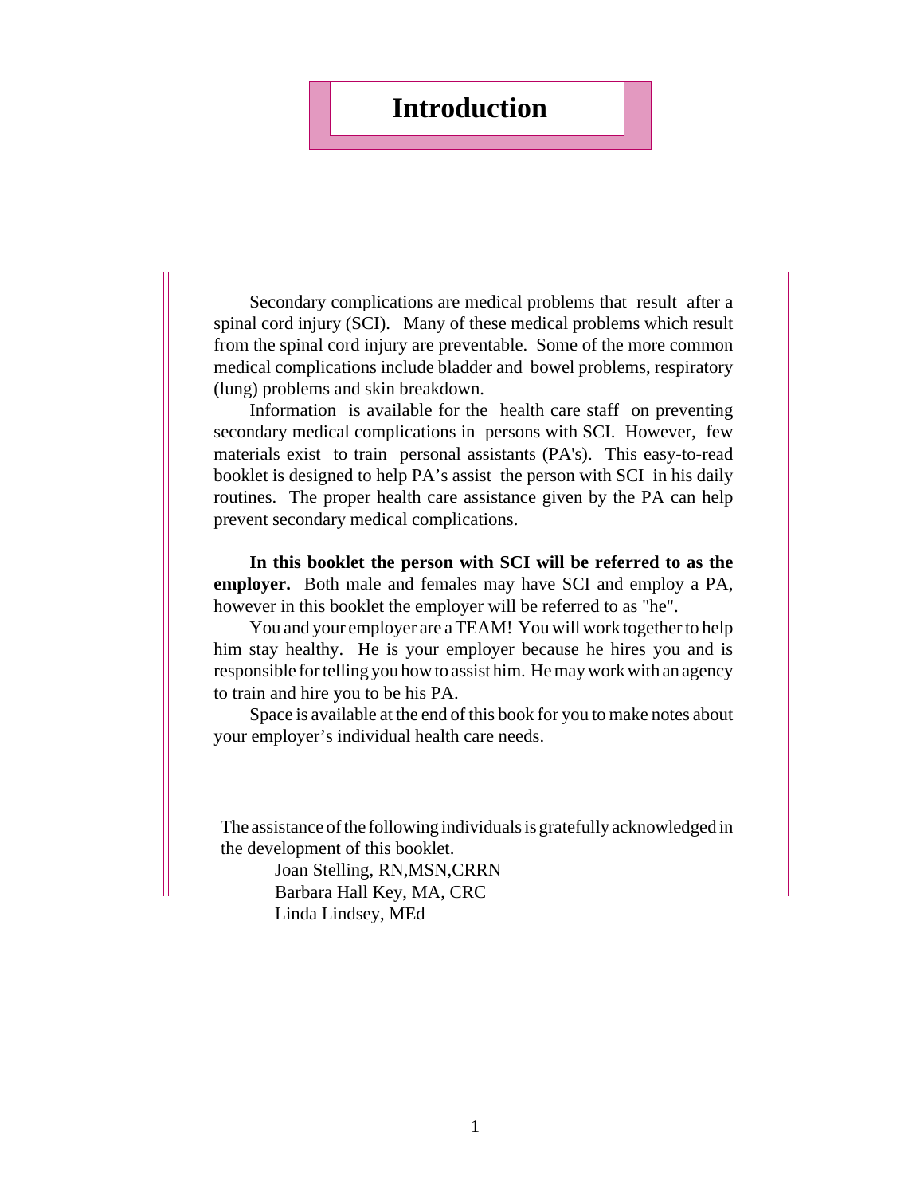# Introduction

Secondary complications are medical problems that result after a spinal cord injury (SCI). Many of these medical problems which result from the spinal cord injury are preventable. Some of the more common medical complications include bladder and bowel problems, respiratory (lung) problems and skin breakdown.

Information is available for the health care staff on preventing secondary medical complications in persons with SCI. However, few materials exist to train personal assistants (PA's). This easy-to-read booklet is designed to help PA's assist the person with SCI in his daily routines. The proper health care assistance given by the PA can help prevent secondary medical complications.

**In this booklet the person with SCI will be referred to as the employer.** Both male and females may have SCI and employ a PA, however in this booklet the employer will be referred to as "he".

You and your employer are a TEAM! You will work together to help him stay healthy. He is your employer because he hires you and is responsible for telling you how to assist him. He may work with an agency to train and hire you to be his PA.

Space is available at the end of this book for you to make notes about your employer's individual health care needs.

The assistance of the following individuals is gratefully acknowledged in the development of this booklet.

Joan Stelling, RN,MSN,CRRN
Barbara Hall Key, MA, CRC
Linda Lindsey, MEd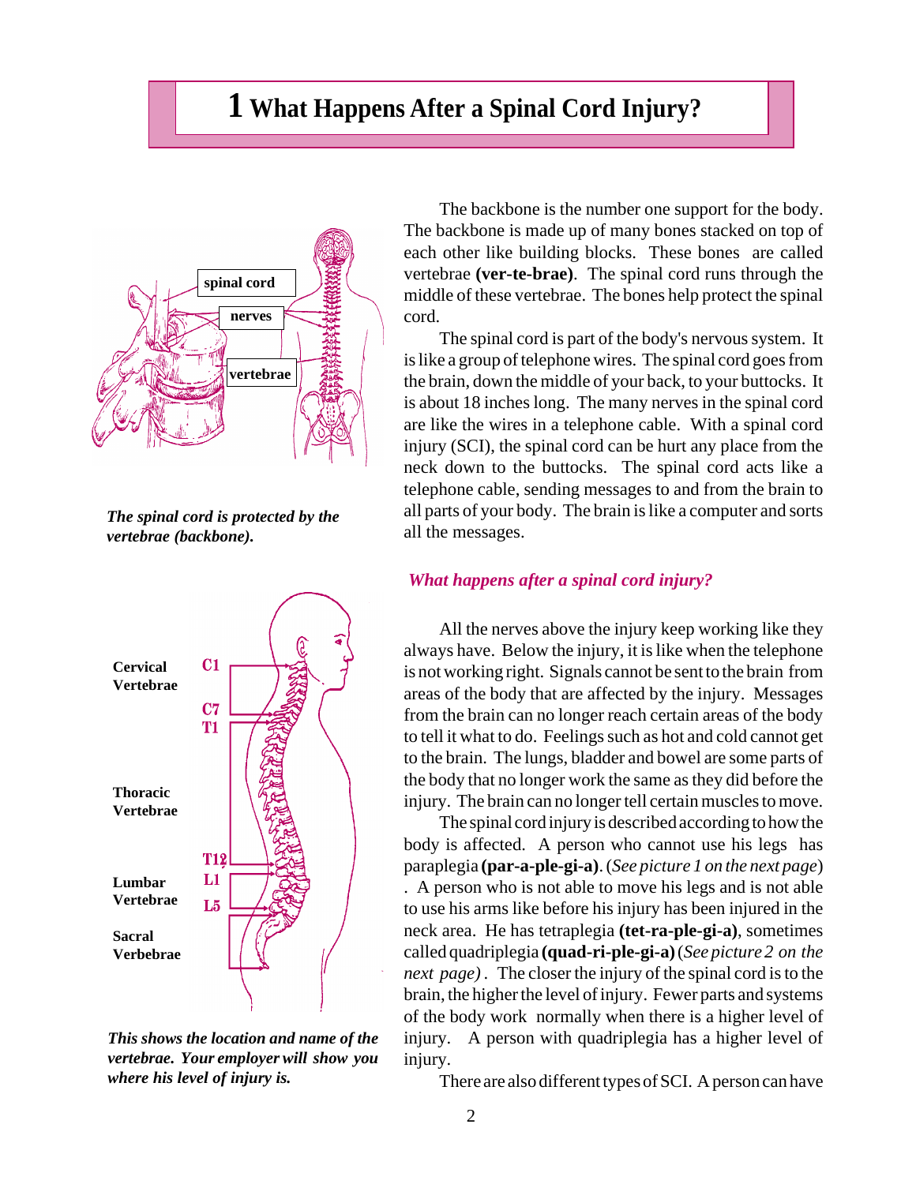# 1 What Happens After a Spinal Cord Injury?

spinal cord

nerves

vertebrae

*The spinal cord is protected by the vertebrae (backbone).*

Cervical Vertebrae — C1, C7

Thoracic Vertebrae — T1, T12

Lumbar Vertebrae — L1, L5

Sacral Verbebrae

*This shows the location and name of the vertebrae. Your employer will show you where his level of injury is.*

The backbone is the number one support for the body. The backbone is made up of many bones stacked on top of each other like building blocks. These bones are called vertebrae **(ver-te-brae)**. The spinal cord runs through the middle of these vertebrae. The bones help protect the spinal cord.

The spinal cord is part of the body's nervous system. It is like a group of telephone wires. The spinal cord goes from the brain, down the middle of your back, to your buttocks. It is about 18 inches long. The many nerves in the spinal cord are like the wires in a telephone cable. With a spinal cord injury (SCI), the spinal cord can be hurt any place from the neck down to the buttocks. The spinal cord acts like a telephone cable, sending messages to and from the brain to all parts of your body. The brain is like a computer and sorts all the messages.

### *What happens after a spinal cord injury?*

All the nerves above the injury keep working like they always have. Below the injury, it is like when the telephone is not working right. Signals cannot be sent to the brain from areas of the body that are affected by the injury. Messages from the brain can no longer reach certain areas of the body to tell it what to do. Feelings such as hot and cold cannot get to the brain. The lungs, bladder and bowel are some parts of the body that no longer work the same as they did before the injury. The brain can no longer tell certain muscles to move.

The spinal cord injury is described according to how the body is affected. A person who cannot use his legs has paraplegia **(par-a-ple-gi-a)**. (*See picture 1 on the next page*) . A person who is not able to move his legs and is not able to use his arms like before his injury has been injured in the neck area. He has tetraplegia **(tet-ra-ple-gi-a)**, sometimes called quadriplegia **(quad-ri-ple-gi-a)** (*See picture 2 on the next page)* . The closer the injury of the spinal cord is to the brain, the higher the level of injury. Fewer parts and systems of the body work normally when there is a higher level of injury. A person with quadriplegia has a higher level of injury.

There are also different types of SCI. A person can have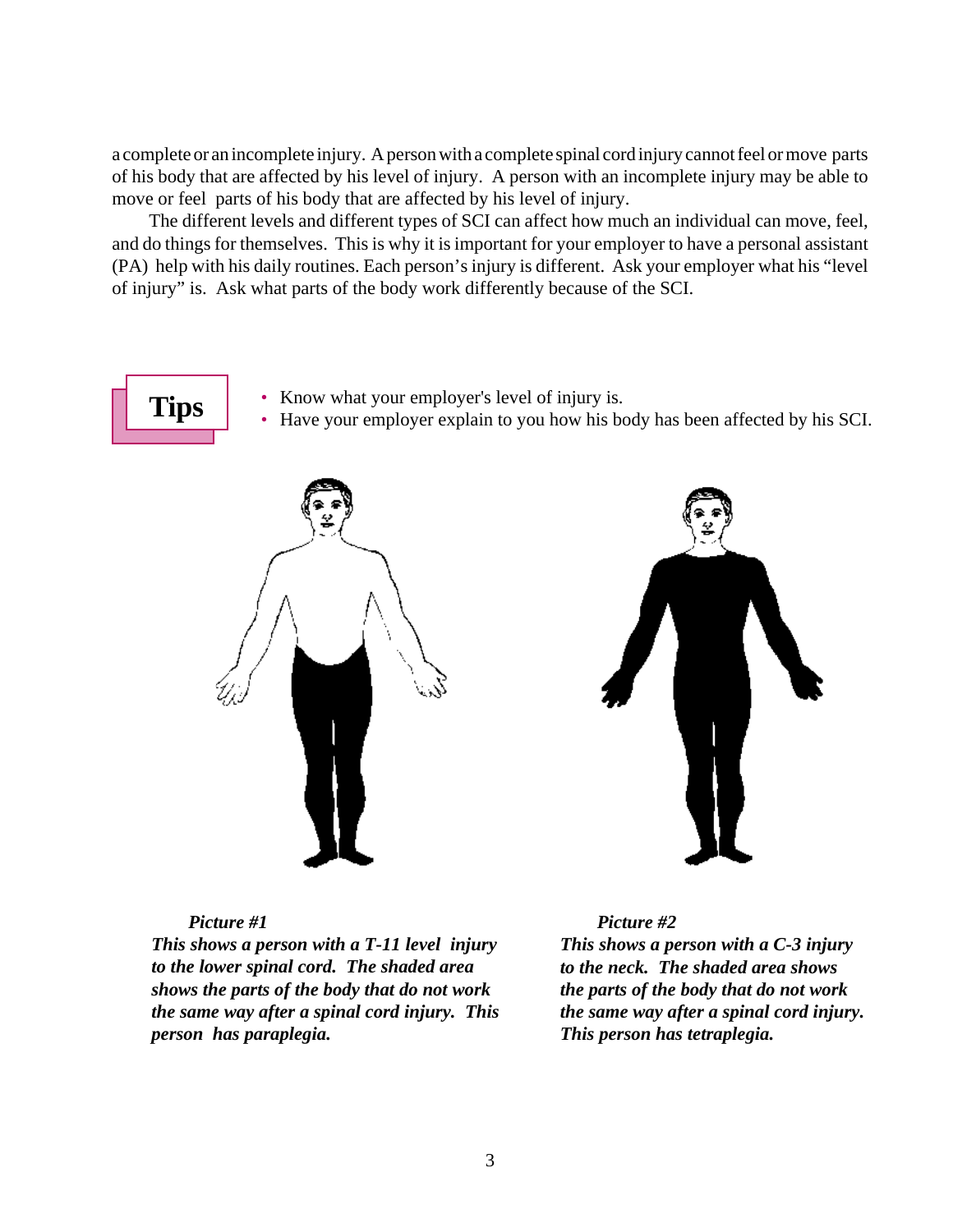a complete or an incomplete injury. A person with a complete spinal cord injury cannot feel or move parts of his body that are affected by his level of injury. A person with an incomplete injury may be able to move or feel parts of his body that are affected by his level of injury.

The different levels and different types of SCI can affect how much an individual can move, feel, and do things for themselves. This is why it is important for your employer to have a personal assistant (PA) help with his daily routines. Each person's injury is different. Ask your employer what his "level of injury" is. Ask what parts of the body work differently because of the SCI.

**Tips**

- Know what your employer's level of injury is.
- Have your employer explain to you how his body has been affected by his SCI.

***Picture #1***

***This shows a person with a T-11 level injury to the lower spinal cord. The shaded area shows the parts of the body that do not work the same way after a spinal cord injury. This person has paraplegia.***

***Picture #2***

***This shows a person with a C-3 injury to the neck. The shaded area shows the parts of the body that do not work the same way after a spinal cord injury. This person has tetraplegia.***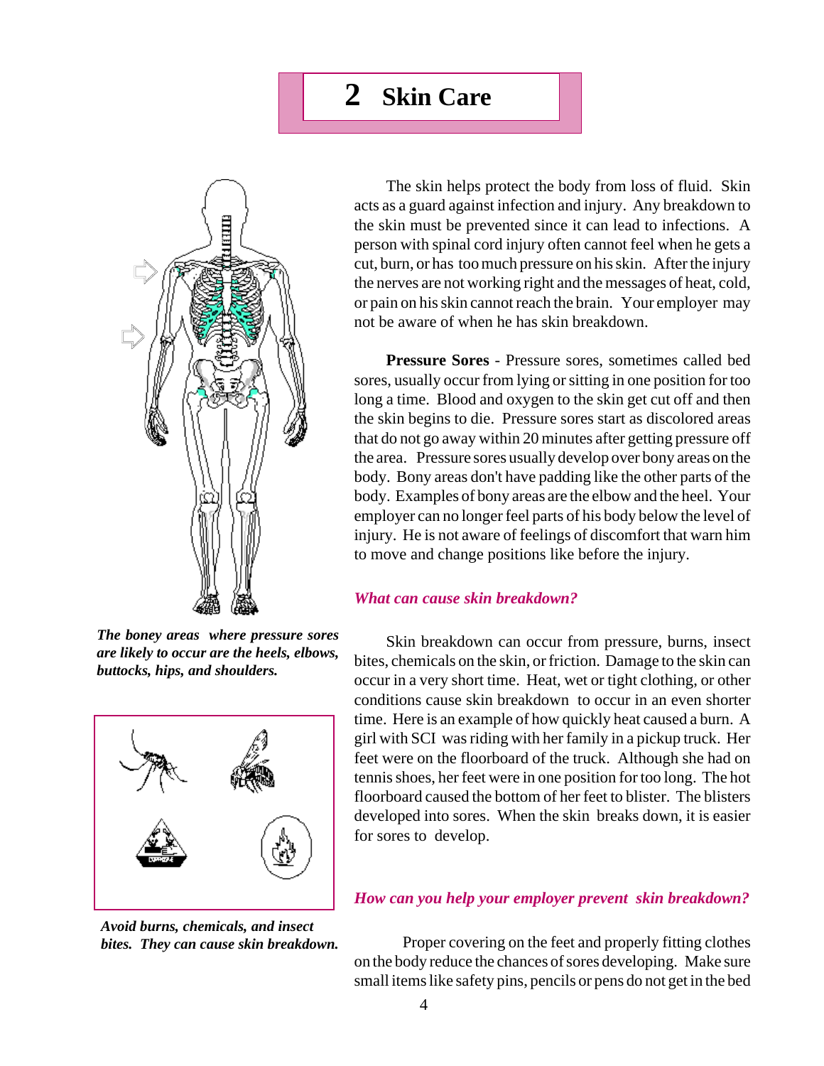# 2 Skin Care

The skin helps protect the body from loss of fluid. Skin acts as a guard against infection and injury. Any breakdown to the skin must be prevented since it can lead to infections. A person with spinal cord injury often cannot feel when he gets a cut, burn, or has too much pressure on his skin. After the injury the nerves are not working right and the messages of heat, cold, or pain on his skin cannot reach the brain. Your employer may not be aware of when he has skin breakdown.

**Pressure Sores** - Pressure sores, sometimes called bed sores, usually occur from lying or sitting in one position for too long a time. Blood and oxygen to the skin get cut off and then the skin begins to die. Pressure sores start as discolored areas that do not go away within 20 minutes after getting pressure off the area. Pressure sores usually develop over bony areas on the body. Bony areas don't have padding like the other parts of the body. Examples of bony areas are the elbow and the heel. Your employer can no longer feel parts of his body below the level of injury. He is not aware of feelings of discomfort that warn him to move and change positions like before the injury.

***The boney areas where pressure sores are likely to occur are the heels, elbows, buttocks, hips, and shoulders.***

### *What can cause skin breakdown?*

Skin breakdown can occur from pressure, burns, insect bites, chemicals on the skin, or friction. Damage to the skin can occur in a very short time. Heat, wet or tight clothing, or other conditions cause skin breakdown to occur in an even shorter time. Here is an example of how quickly heat caused a burn. A girl with SCI was riding with her family in a pickup truck. Her feet were on the floorboard of the truck. Although she had on tennis shoes, her feet were in one position for too long. The hot floorboard caused the bottom of her feet to blister. The blisters developed into sores. When the skin breaks down, it is easier for sores to develop.

***Avoid burns, chemicals, and insect bites. They can cause skin breakdown.***

### *How can you help your employer prevent skin breakdown?*

Proper covering on the feet and properly fitting clothes on the body reduce the chances of sores developing. Make sure small items like safety pins, pencils or pens do not get in the bed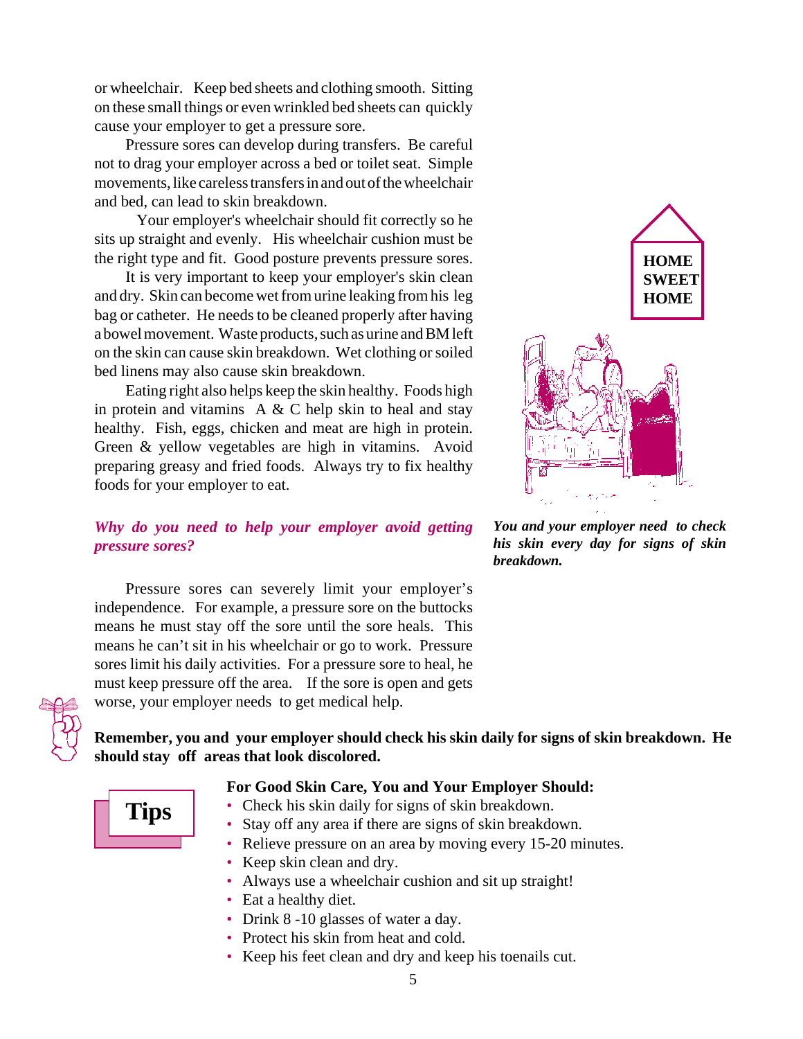or wheelchair. Keep bed sheets and clothing smooth. Sitting on these small things or even wrinkled bed sheets can quickly cause your employer to get a pressure sore.

Pressure sores can develop during transfers. Be careful not to drag your employer across a bed or toilet seat. Simple movements, like careless transfers in and out of the wheelchair and bed, can lead to skin breakdown.

Your employer's wheelchair should fit correctly so he sits up straight and evenly. His wheelchair cushion must be the right type and fit. Good posture prevents pressure sores.

It is very important to keep your employer's skin clean and dry. Skin can become wet from urine leaking from his leg bag or catheter. He needs to be cleaned properly after having a bowel movement. Waste products, such as urine and BM left on the skin can cause skin breakdown. Wet clothing or soiled bed linens may also cause skin breakdown.

Eating right also helps keep the skin healthy. Foods high in protein and vitamins A & C help skin to heal and stay healthy. Fish, eggs, chicken and meat are high in protein. Green & yellow vegetables are high in vitamins. Avoid preparing greasy and fried foods. Always try to fix healthy foods for your employer to eat.

HOME SWEET HOME

***You and your employer need to check his skin every day for signs of skin breakdown.***

### *Why do you need to help your employer avoid getting pressure sores?*

Pressure sores can severely limit your employer's independence. For example, a pressure sore on the buttocks means he must stay off the sore until the sore heals. This means he can't sit in his wheelchair or go to work. Pressure sores limit his daily activities. For a pressure sore to heal, he must keep pressure off the area. If the sore is open and gets worse, your employer needs to get medical help.

**Remember, you and your employer should check his skin daily for signs of skin breakdown. He should stay off areas that look discolored.**

## Tips

**For Good Skin Care, You and Your Employer Should:**

- Check his skin daily for signs of skin breakdown.
- Stay off any area if there are signs of skin breakdown.
- Relieve pressure on an area by moving every 15-20 minutes.
- Keep skin clean and dry.
- Always use a wheelchair cushion and sit up straight!
- Eat a healthy diet.
- Drink 8 -10 glasses of water a day.
- Protect his skin from heat and cold.
- Keep his feet clean and dry and keep his toenails cut.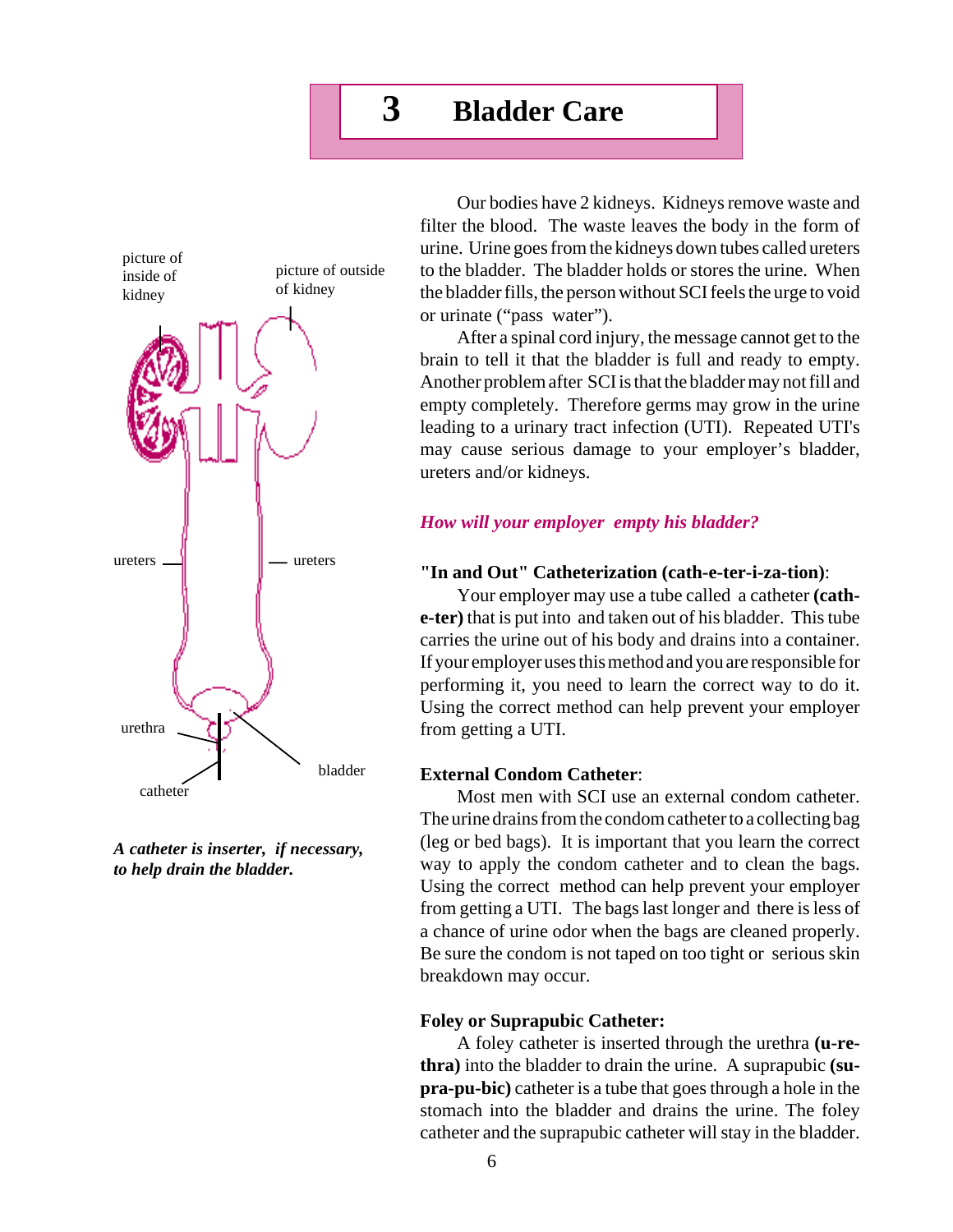# 3 Bladder Care

picture of inside of kidney

picture of outside of kidney

ureters

ureters

urethra

bladder

catheter

***A catheter is inserter, if necessary, to help drain the bladder.***

Our bodies have 2 kidneys. Kidneys remove waste and filter the blood. The waste leaves the body in the form of urine. Urine goes from the kidneys down tubes called ureters to the bladder. The bladder holds or stores the urine. When the bladder fills, the person without SCI feels the urge to void or urinate ("pass water").

After a spinal cord injury, the message cannot get to the brain to tell it that the bladder is full and ready to empty. Another problem after SCI is that the bladder may not fill and empty completely. Therefore germs may grow in the urine leading to a urinary tract infection (UTI). Repeated UTI's may cause serious damage to your employer's bladder, ureters and/or kidneys.

***How will your employer empty his bladder?***

**"In and Out" Catheterization (cath-e-ter-i-za-tion)**:

Your employer may use a tube called a catheter **(cath-e-ter)** that is put into and taken out of his bladder. This tube carries the urine out of his body and drains into a container. If your employer uses this method and you are responsible for performing it, you need to learn the correct way to do it. Using the correct method can help prevent your employer from getting a UTI.

**External Condom Catheter**:

Most men with SCI use an external condom catheter. The urine drains from the condom catheter to a collecting bag (leg or bed bags). It is important that you learn the correct way to apply the condom catheter and to clean the bags. Using the correct method can help prevent your employer from getting a UTI. The bags last longer and there is less of a chance of urine odor when the bags are cleaned properly. Be sure the condom is not taped on too tight or serious skin breakdown may occur.

**Foley or Suprapubic Catheter:**

A foley catheter is inserted through the urethra **(u-re-thra)** into the bladder to drain the urine. A suprapubic **(su-pra-pu-bic)** catheter is a tube that goes through a hole in the stomach into the bladder and drains the urine. The foley catheter and the suprapubic catheter will stay in the bladder.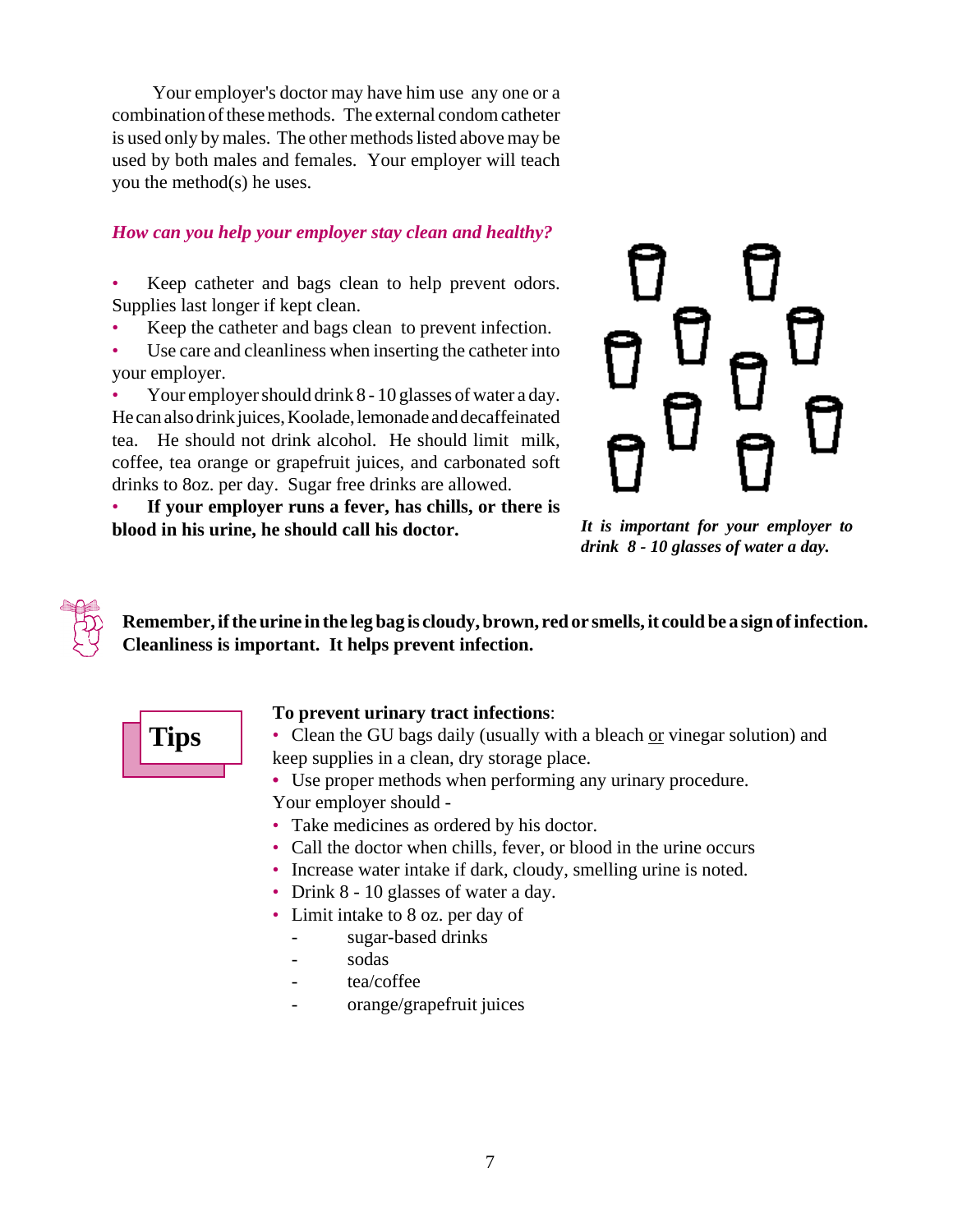Your employer's doctor may have him use any one or a combination of these methods. The external condom catheter is used only by males. The other methods listed above may be used by both males and females. Your employer will teach you the method(s) he uses.

### *How can you help your employer stay clean and healthy?*

- Keep catheter and bags clean to help prevent odors. Supplies last longer if kept clean.
- Keep the catheter and bags clean to prevent infection.
- Use care and cleanliness when inserting the catheter into your employer.
- Your employer should drink 8 - 10 glasses of water a day. He can also drink juices, Koolade, lemonade and decaffeinated tea. He should not drink alcohol. He should limit milk, coffee, tea orange or grapefruit juices, and carbonated soft drinks to 8oz. per day. Sugar free drinks are allowed.
- **If your employer runs a fever, has chills, or there is blood in his urine, he should call his doctor.**

***It is important for your employer to drink 8 - 10 glasses of water a day.***

**Remember, if the urine in the leg bag is cloudy, brown, red or smells, it could be a sign of infection. Cleanliness is important. It helps prevent infection.**

## Tips

**To prevent urinary tract infections**:

- Clean the GU bags daily (usually with a bleach <u>or</u> vinegar solution) and keep supplies in a clean, dry storage place.
- Use proper methods when performing any urinary procedure.

Your employer should -

- Take medicines as ordered by his doctor.
- Call the doctor when chills, fever, or blood in the urine occurs
- Increase water intake if dark, cloudy, smelling urine is noted.
- Drink 8 - 10 glasses of water a day.
- Limit intake to 8 oz. per day of
  - sugar-based drinks
  - sodas
  - tea/coffee
  - orange/grapefruit juices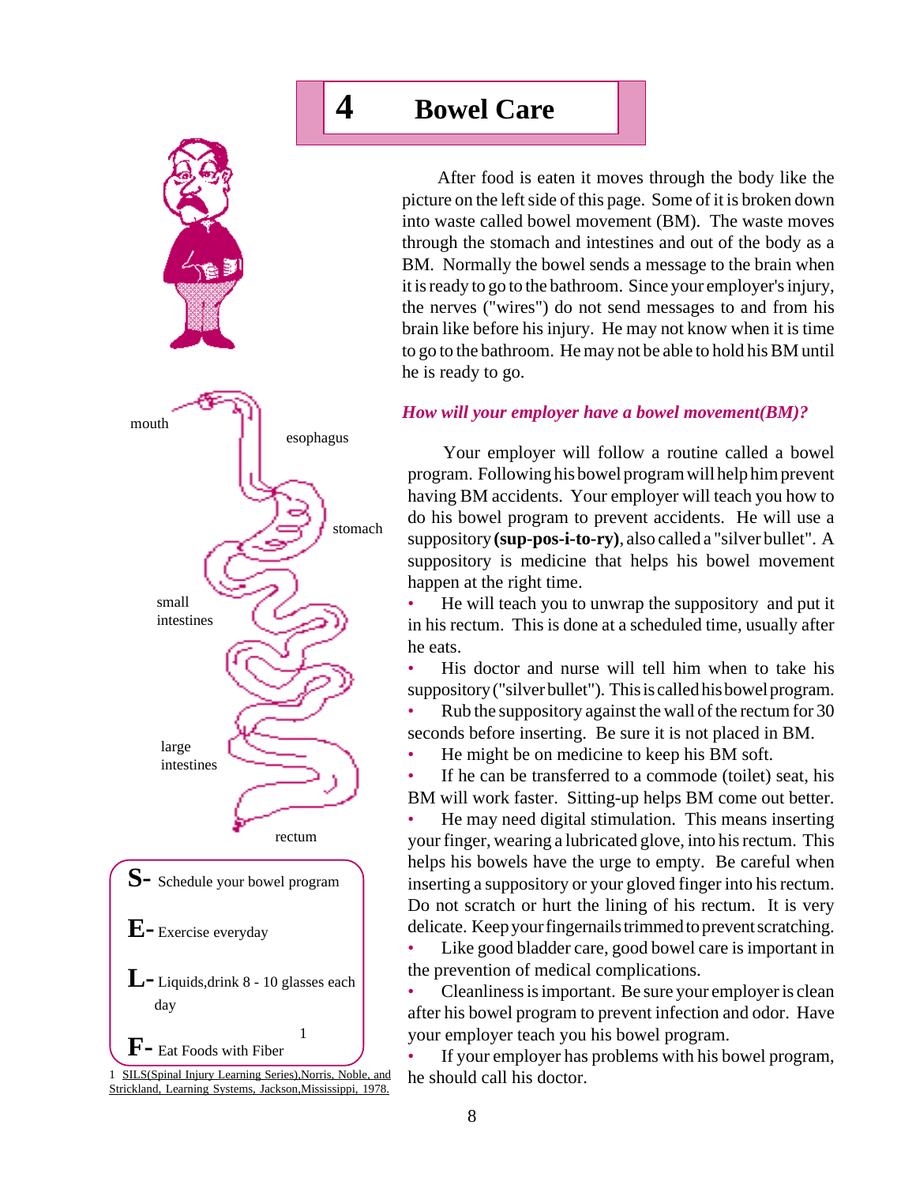# 4 Bowel Care

After food is eaten it moves through the body like the picture on the left side of this page. Some of it is broken down into waste called bowel movement (BM). The waste moves through the stomach and intestines and out of the body as a BM. Normally the bowel sends a message to the brain when it is ready to go to the bathroom. Since your employer's injury, the nerves ("wires") do not send messages to and from his brain like before his injury. He may not know when it is time to go to the bathroom. He may not be able to hold his BM until he is ready to go.

mouth

esophagus

stomach

small intestines

large intestines

rectum

***How will your employer have a bowel movement(BM)?***

Your employer will follow a routine called a bowel program. Following his bowel program will help him prevent having BM accidents. Your employer will teach you how to do his bowel program to prevent accidents. He will use a suppository **(sup-pos-i-to-ry)**, also called a "silver bullet". A suppository is medicine that helps his bowel movement happen at the right time.

- He will teach you to unwrap the suppository and put it in his rectum. This is done at a scheduled time, usually after he eats.
- His doctor and nurse will tell him when to take his suppository ("silver bullet"). This is called his bowel program.
- Rub the suppository against the wall of the rectum for 30 seconds before inserting. Be sure it is not placed in BM.
- He might be on medicine to keep his BM soft.
- If he can be transferred to a commode (toilet) seat, his BM will work faster. Sitting-up helps BM come out better.
- He may need digital stimulation. This means inserting your finger, wearing a lubricated glove, into his rectum. This helps his bowels have the urge to empty. Be careful when inserting a suppository or your gloved finger into his rectum. Do not scratch or hurt the lining of his rectum. It is very delicate. Keep your fingernails trimmed to prevent scratching.
- Like good bladder care, good bowel care is important in the prevention of medical complications.
- Cleanliness is important. Be sure your employer is clean after his bowel program to prevent infection and odor. Have your employer teach you his bowel program.
- If your employer has problems with his bowel program, he should call his doctor.

**S-** Schedule your bowel program

**E-** Exercise everyday

**L-** Liquids, drink 8 - 10 glasses each day

**F-** Eat Foods with Fiber [1]

1 SILS(Spinal Injury Learning Series), Norris, Noble, and Strickland, Learning Systems, Jackson, Mississippi, 1978.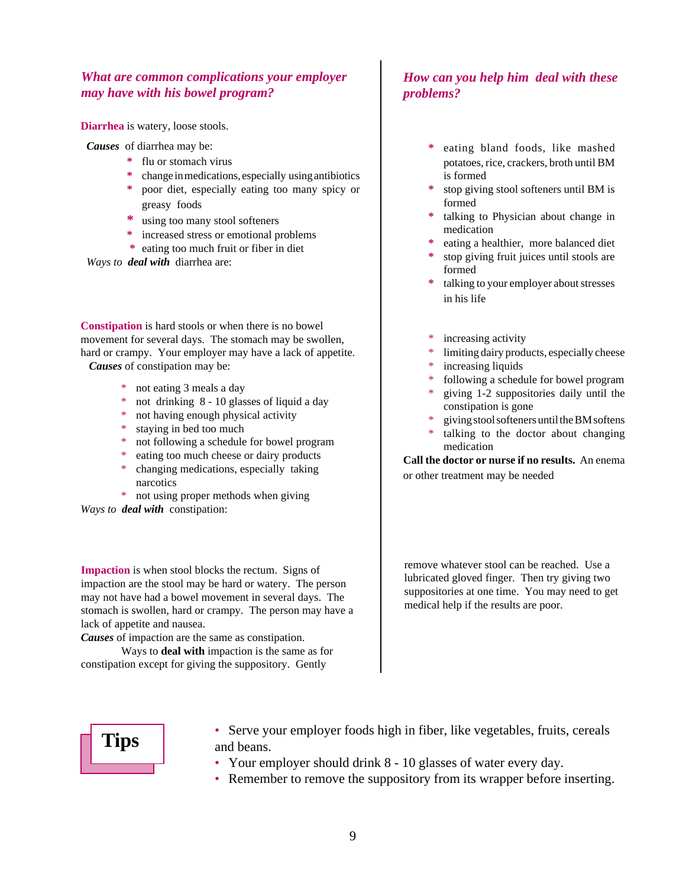## *What are common complications your employer may have with his bowel program?*

## *How can you help him deal with these problems?*

**Diarrhea** is watery, loose stools.

***Causes*** of diarrhea may be:

* flu or stomach virus
* change in medications, especially using antibiotics
* poor diet, especially eating too many spicy or greasy foods
* using too many stool softeners
* increased stress or emotional problems
* eating too much fruit or fiber in diet

*Ways to* ***deal with*** diarrhea are:

* eating bland foods, like mashed potatoes, rice, crackers, broth until BM is formed
* stop giving stool softeners until BM is formed
* talking to Physician about change in medication
* eating a healthier, more balanced diet
* stop giving fruit juices until stools are formed
* talking to your employer about stresses in his life

**Constipation** is hard stools or when there is no bowel movement for several days. The stomach may be swollen, hard or crampy. Your employer may have a lack of appetite.

***Causes*** of constipation may be:

* not eating 3 meals a day
* not drinking 8 - 10 glasses of liquid a day
* not having enough physical activity
* staying in bed too much
* not following a schedule for bowel program
* eating too much cheese or dairy products
* changing medications, especially taking narcotics
* not using proper methods when giving

*Ways to* ***deal with*** constipation:

* increasing activity
* limiting dairy products, especially cheese
* increasing liquids
* following a schedule for bowel program
* giving 1-2 suppositories daily until the constipation is gone
* giving stool softeners until the BM softens
* talking to the doctor about changing medication

**Call the doctor or nurse if no results.** An enema or other treatment may be needed

**Impaction** is when stool blocks the rectum. Signs of impaction are the stool may be hard or watery. The person may not have had a bowel movement in several days. The stomach is swollen, hard or crampy. The person may have a lack of appetite and nausea.

***Causes*** of impaction are the same as constipation.

Ways to **deal with** impaction is the same as for constipation except for giving the suppository. Gently remove whatever stool can be reached. Use a lubricated gloved finger. Then try giving two suppositories at one time. You may need to get medical help if the results are poor.

**Tips**

- Serve your employer foods high in fiber, like vegetables, fruits, cereals and beans.
- Your employer should drink 8 - 10 glasses of water every day.
- Remember to remove the suppository from its wrapper before inserting.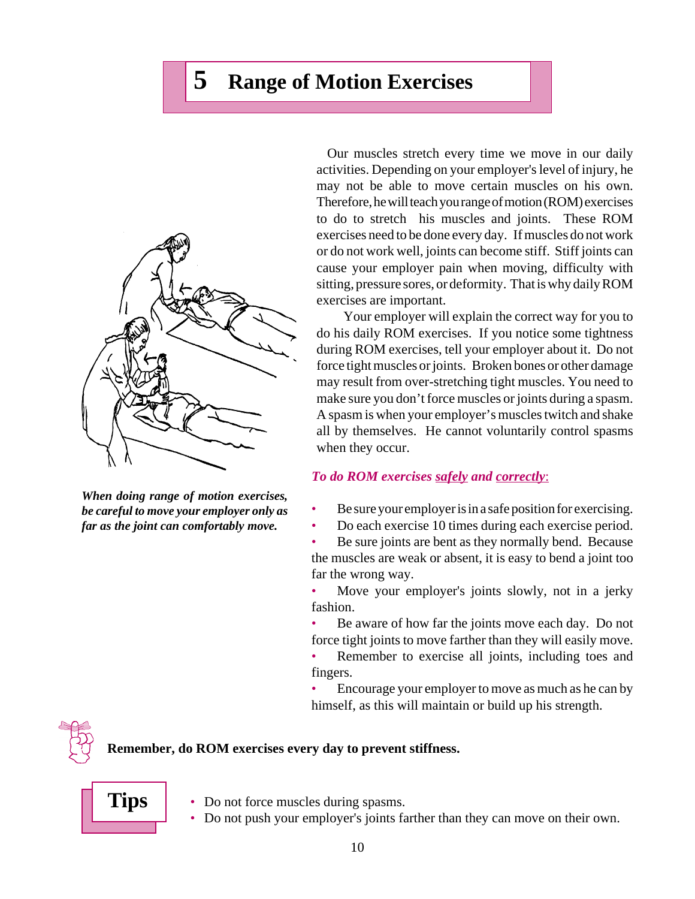# 5 Range of Motion Exercises

*When doing range of motion exercises, be careful to move your employer only as far as the joint can comfortably move.*

Our muscles stretch every time we move in our daily activities. Depending on your employer's level of injury, he may not be able to move certain muscles on his own. Therefore, he will teach you range of motion (ROM) exercises to do to stretch his muscles and joints. These ROM exercises need to be done every day. If muscles do not work or do not work well, joints can become stiff. Stiff joints can cause your employer pain when moving, difficulty with sitting, pressure sores, or deformity. That is why daily ROM exercises are important.

Your employer will explain the correct way for you to do his daily ROM exercises. If you notice some tightness during ROM exercises, tell your employer about it. Do not force tight muscles or joints. Broken bones or other damage may result from over-stretching tight muscles. You need to make sure you don't force muscles or joints during a spasm. A spasm is when your employer's muscles twitch and shake all by themselves. He cannot voluntarily control spasms when they occur.

***To do ROM exercises <u>safely</u> and <u>correctly</u>:***

- Be sure your employer is in a safe position for exercising.
- Do each exercise 10 times during each exercise period.
- Be sure joints are bent as they normally bend. Because the muscles are weak or absent, it is easy to bend a joint too far the wrong way.
- Move your employer's joints slowly, not in a jerky fashion.
- Be aware of how far the joints move each day. Do not force tight joints to move farther than they will easily move.
- Remember to exercise all joints, including toes and fingers.
- Encourage your employer to move as much as he can by himself, as this will maintain or build up his strength.

**Remember, do ROM exercises every day to prevent stiffness.**

## Tips

- Do not force muscles during spasms.
- Do not push your employer's joints farther than they can move on their own.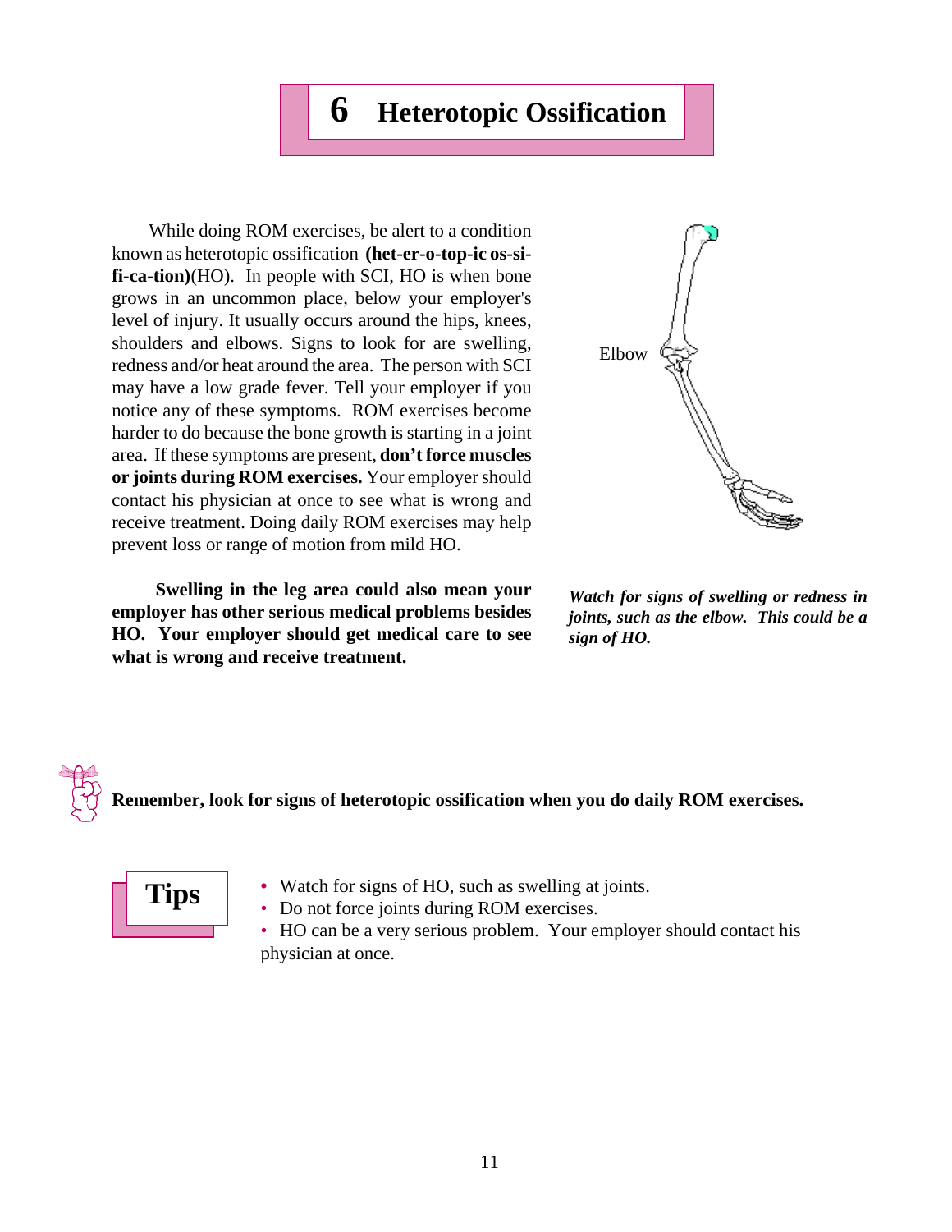# 6 Heterotopic Ossification

While doing ROM exercises, be alert to a condition known as heterotopic ossification **(het-er-o-top-ic os-si-fi-ca-tion)**(HO). In people with SCI, HO is when bone grows in an uncommon place, below your employer's level of injury. It usually occurs around the hips, knees, shoulders and elbows. Signs to look for are swelling, redness and/or heat around the area. The person with SCI may have a low grade fever. Tell your employer if you notice any of these symptoms. ROM exercises become harder to do because the bone growth is starting in a joint area. If these symptoms are present, **don't force muscles or joints during ROM exercises.** Your employer should contact his physician at once to see what is wrong and receive treatment. Doing daily ROM exercises may help prevent loss or range of motion from mild HO.

**Swelling in the leg area could also mean your employer has other serious medical problems besides HO. Your employer should get medical care to see what is wrong and receive treatment.**

Elbow

***Watch for signs of swelling or redness in joints, such as the elbow. This could be a sign of HO.***

**Remember, look for signs of heterotopic ossification when you do daily ROM exercises.**

**Tips**

- Watch for signs of HO, such as swelling at joints.
- Do not force joints during ROM exercises.
- HO can be a very serious problem. Your employer should contact his physician at once.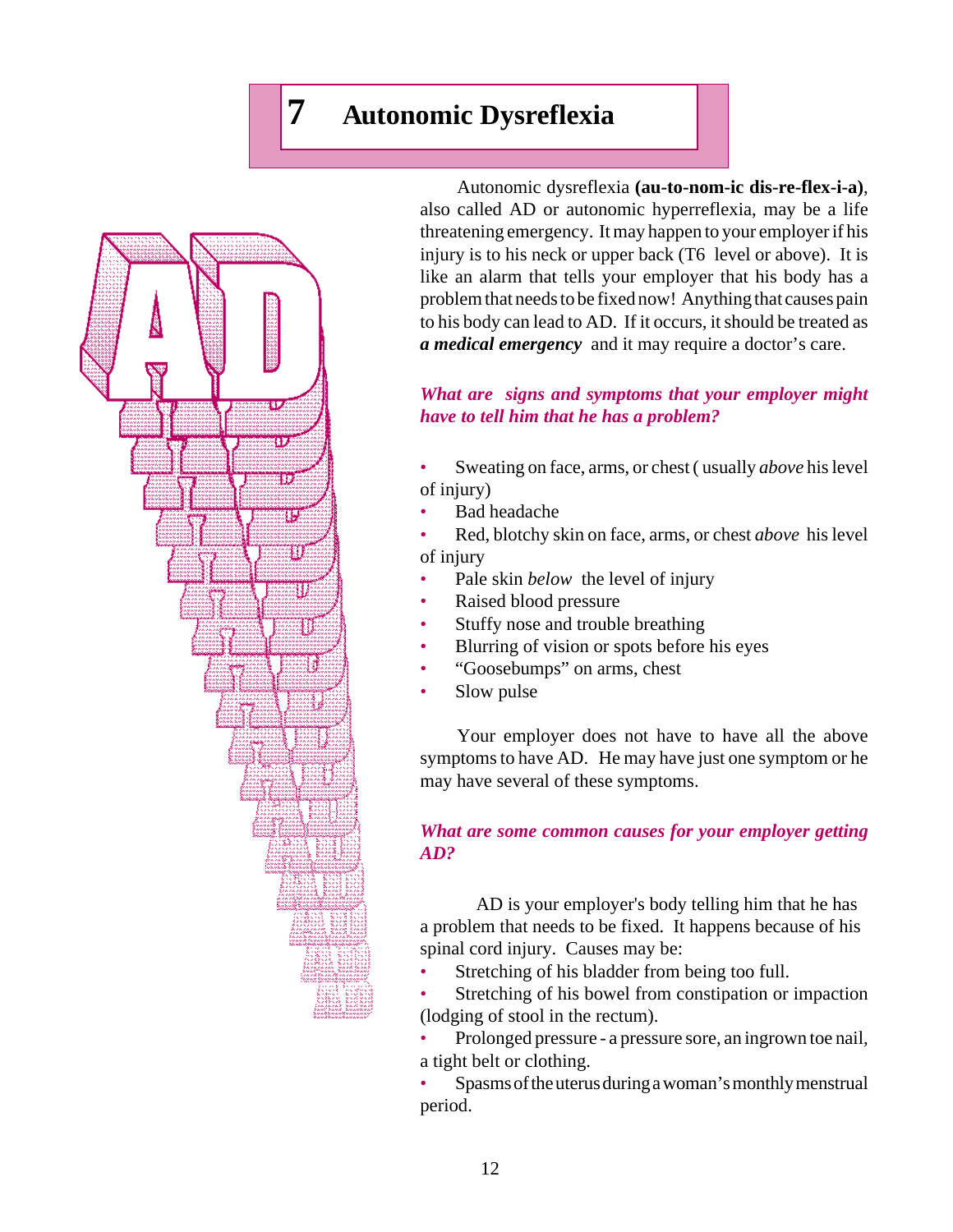# 7 Autonomic Dysreflexia

Autonomic dysreflexia **(au-to-nom-ic dis-re-flex-i-a)**, also called AD or autonomic hyperreflexia, may be a life threatening emergency. It may happen to your employer if his injury is to his neck or upper back (T6 level or above). It is like an alarm that tells your employer that his body has a problem that needs to be fixed now! Anything that causes pain to his body can lead to AD. If it occurs, it should be treated as ***a medical emergency*** and it may require a doctor's care.

### *What are signs and symptoms that your employer might have to tell him that he has a problem?*

- Sweating on face, arms, or chest ( usually *above* his level of injury)
- Bad headache
- Red, blotchy skin on face, arms, or chest *above* his level of injury
- Pale skin *below* the level of injury
- Raised blood pressure
- Stuffy nose and trouble breathing
- Blurring of vision or spots before his eyes
- "Goosebumps" on arms, chest
- Slow pulse

Your employer does not have to have all the above symptoms to have AD. He may have just one symptom or he may have several of these symptoms.

### *What are some common causes for your employer getting AD?*

AD is your employer's body telling him that he has a problem that needs to be fixed. It happens because of his spinal cord injury. Causes may be:

- Stretching of his bladder from being too full.
- Stretching of his bowel from constipation or impaction (lodging of stool in the rectum).
- Prolonged pressure - a pressure sore, an ingrown toe nail, a tight belt or clothing.
- Spasms of the uterus during a woman's monthly menstrual period.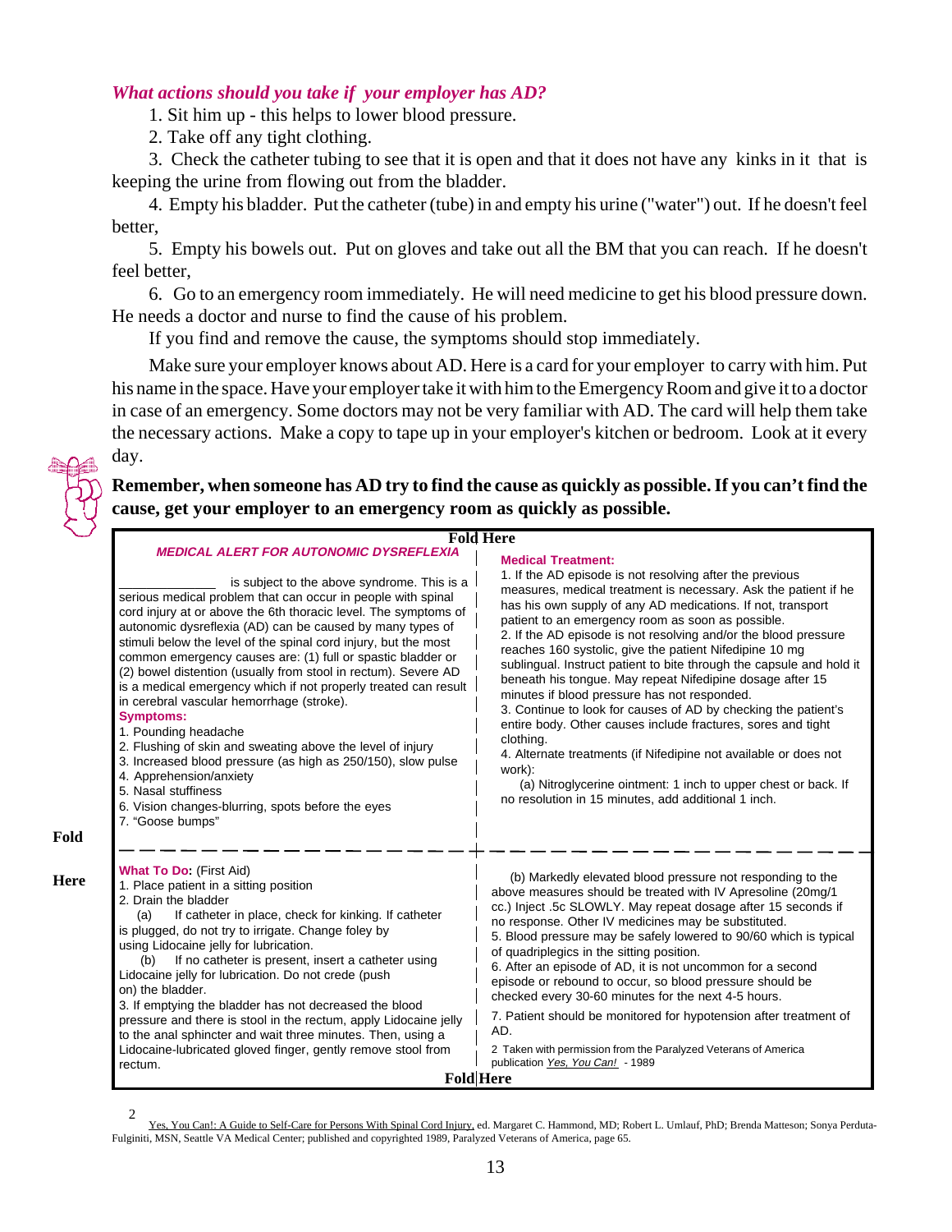***What actions should you take if your employer has AD?***

1. Sit him up - this helps to lower blood pressure.
2. Take off any tight clothing.
3. Check the catheter tubing to see that it is open and that it does not have any kinks in it that is keeping the urine from flowing out from the bladder.
4. Empty his bladder. Put the catheter (tube) in and empty his urine ("water") out. If he doesn't feel better,
5. Empty his bowels out. Put on gloves and take out all the BM that you can reach. If he doesn't feel better,
6. Go to an emergency room immediately. He will need medicine to get his blood pressure down. He needs a doctor and nurse to find the cause of his problem.

If you find and remove the cause, the symptoms should stop immediately.

Make sure your employer knows about AD. Here is a card for your employer to carry with him. Put his name in the space. Have your employer take it with him to the Emergency Room and give it to a doctor in case of an emergency. Some doctors may not be very familiar with AD. The card will help them take the necessary actions. Make a copy to tape up in your employer's kitchen or bedroom. Look at it every day.

**Remember, when someone has AD try to find the cause as quickly as possible. If you can't find the cause, get your employer to an emergency room as quickly as possible.**

---

**Fold Here**

***MEDICAL ALERT FOR AUTONOMIC DYSREFLEXIA***

_____________ is subject to the above syndrome. This is a serious medical problem that can occur in people with spinal cord injury at or above the 6th thoracic level. The symptoms of autonomic dysreflexia (AD) can be caused by many types of stimuli below the level of the spinal cord injury, but the most common emergency causes are: (1) full or spastic bladder or (2) bowel distention (usually from stool in rectum). Severe AD is a medical emergency which if not properly treated can result in cerebral vascular hemorrhage (stroke).

**Symptoms:**

1. Pounding headache
2. Flushing of skin and sweating above the level of injury
3. Increased blood pressure (as high as 250/150), slow pulse
4. Apprehension/anxiety
5. Nasal stuffiness
6. Vision changes-blurring, spots before the eyes
7. "Goose bumps"

**Medical Treatment:**

1. If the AD episode is not resolving after the previous measures, medical treatment is necessary. Ask the patient if he has his own supply of any AD medications. If not, transport patient to an emergency room as soon as possible.
2. If the AD episode is not resolving and/or the blood pressure reaches 160 systolic, give the patient Nifedipine 10 mg sublingual. Instruct patient to bite through the capsule and hold it beneath his tongue. May repeat Nifedipine dosage after 15 minutes if blood pressure has not responded.
3. Continue to look for causes of AD by checking the patient's entire body. Other causes include fractures, sores and tight clothing.
4. Alternate treatments (if Nifedipine not available or does not work):
   (a) Nitroglycerine ointment: 1 inch to upper chest or back. If no resolution in 15 minutes, add additional 1 inch.

**Fold Here**

**What To Do:** (First Aid)

1. Place patient in a sitting position
2. Drain the bladder
   (a) If catheter in place, check for kinking. If catheter is plugged, do not try to irrigate. Change foley by using Lidocaine jelly for lubrication.
   (b) If no catheter is present, insert a catheter using Lidocaine jelly for lubrication. Do not crede (push on) the bladder.
3. If emptying the bladder has not decreased the blood pressure and there is stool in the rectum, apply Lidocaine jelly to the anal sphincter and wait three minutes. Then, using a Lidocaine-lubricated gloved finger, gently remove stool from rectum.

   (b) Markedly elevated blood pressure not responding to the above measures should be treated with IV Apresoline (20mg/1 cc.) Inject .5c SLOWLY. May repeat dosage after 15 seconds if no response. Other IV medicines may be substituted.

5. Blood pressure may be safely lowered to 90/60 which is typical of quadriplegics in the sitting position.
6. After an episode of AD, it is not uncommon for a second episode or rebound to occur, so blood pressure should be checked every 30-60 minutes for the next 4-5 hours.
7. Patient should be monitored for hypotension after treatment of AD.

2 Taken with permission from the Paralyzed Veterans of America publication *Yes, You Can!* - 1989

**Fold Here**

---

[2] Yes, You Can!: A Guide to Self-Care for Persons With Spinal Cord Injury, ed. Margaret C. Hammond, MD; Robert L. Umlauf, PhD; Brenda Matteson; Sonya Perduta-Fulginiti, MSN, Seattle VA Medical Center; published and copyrighted 1989, Paralyzed Veterans of America, page 65.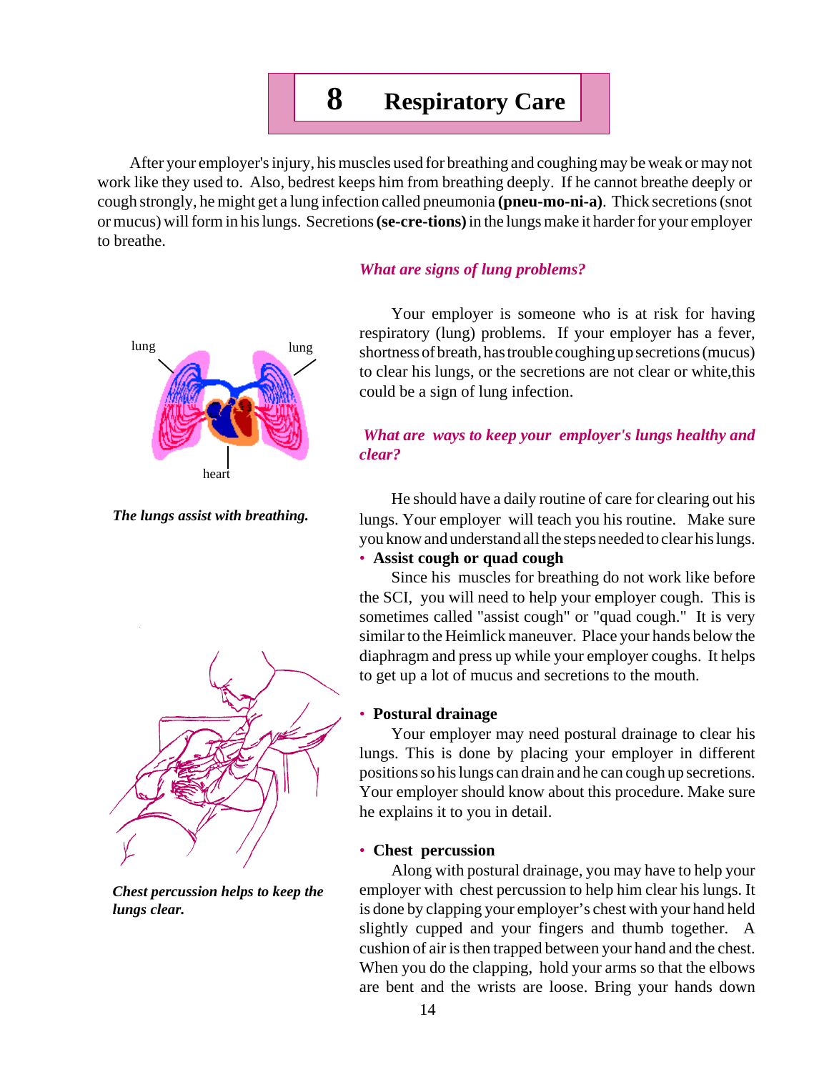# 8 Respiratory Care

After your employer's injury, his muscles used for breathing and coughing may be weak or may not work like they used to. Also, bedrest keeps him from breathing deeply. If he cannot breathe deeply or cough strongly, he might get a lung infection called pneumonia **(pneu-mo-ni-a)**. Thick secretions (snot or mucus) will form in his lungs. Secretions **(se-cre-tions)** in the lungs make it harder for your employer to breathe.

lung lung heart

***The lungs assist with breathing.***

***Chest percussion helps to keep the lungs clear.***

### *What are signs of lung problems?*

Your employer is someone who is at risk for having respiratory (lung) problems. If your employer has a fever, shortness of breath, has trouble coughing up secretions (mucus) to clear his lungs, or the secretions are not clear or white,this could be a sign of lung infection.

### *What are ways to keep your employer's lungs healthy and clear?*

He should have a daily routine of care for clearing out his lungs. Your employer will teach you his routine. Make sure you know and understand all the steps needed to clear his lungs.

- **Assist cough or quad cough**

  Since his muscles for breathing do not work like before the SCI, you will need to help your employer cough. This is sometimes called "assist cough" or "quad cough." It is very similar to the Heimlick maneuver. Place your hands below the diaphragm and press up while your employer coughs. It helps to get up a lot of mucus and secretions to the mouth.

- **Postural drainage**

  Your employer may need postural drainage to clear his lungs. This is done by placing your employer in different positions so his lungs can drain and he can cough up secretions. Your employer should know about this procedure. Make sure he explains it to you in detail.

- **Chest percussion**

  Along with postural drainage, you may have to help your employer with chest percussion to help him clear his lungs. It is done by clapping your employer's chest with your hand held slightly cupped and your fingers and thumb together. A cushion of air is then trapped between your hand and the chest. When you do the clapping, hold your arms so that the elbows are bent and the wrists are loose. Bring your hands down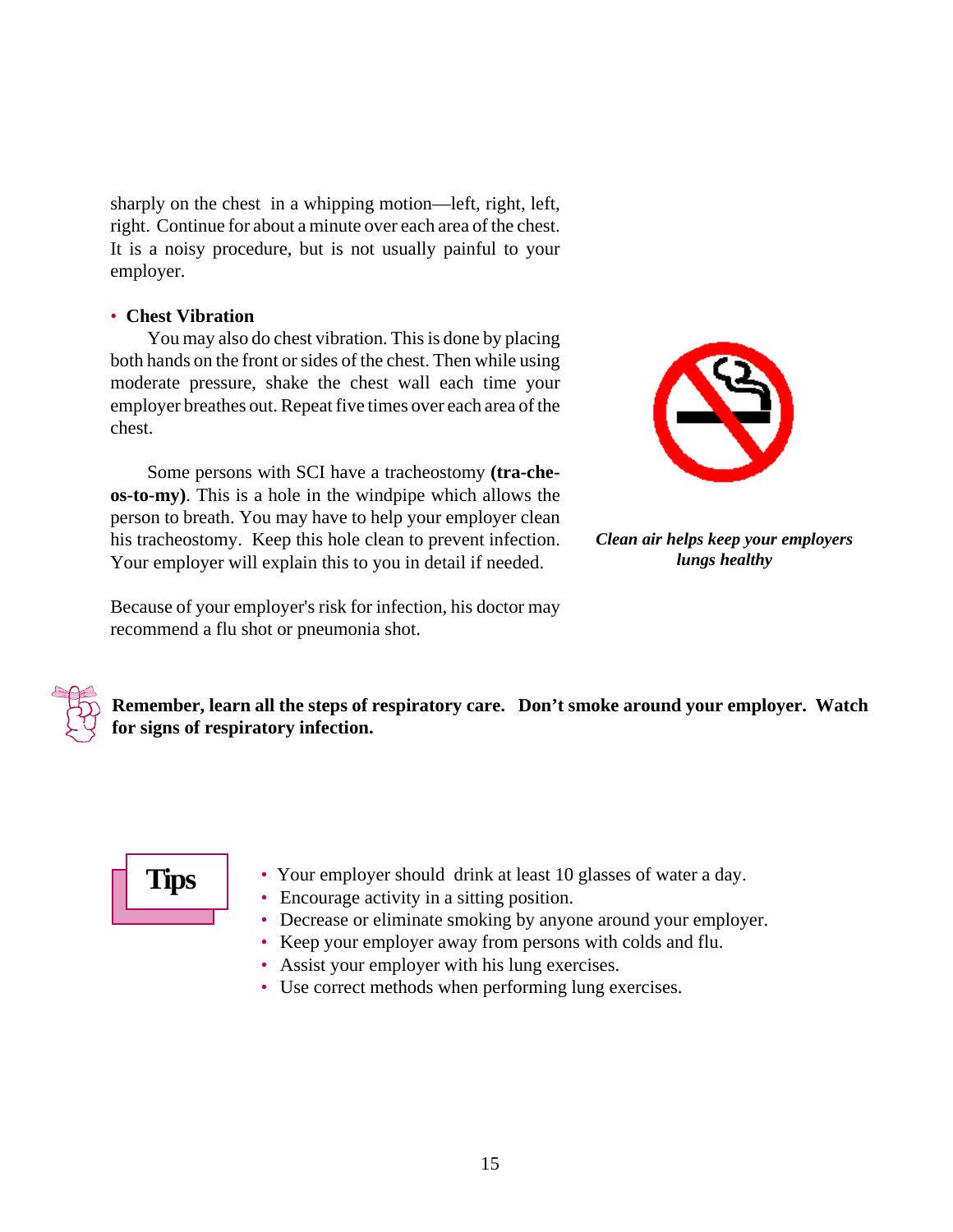sharply on the chest  in a whipping motion—left, right, left, right.  Continue for about a minute over each area of the chest. It is a noisy procedure, but is not usually painful to your employer.

- **Chest Vibration**

You may also do chest vibration. This is done by placing both hands on the front or sides of the chest. Then while using moderate pressure, shake the chest wall each time your employer breathes out. Repeat five times over each area of the chest.

Some persons with SCI have a tracheostomy **(tra-che-os-to-my)**. This is a hole in the windpipe which allows the person to breath. You may have to help your employer clean his tracheostomy.  Keep this hole clean to prevent infection. Your employer will explain this to you in detail if needed.

Because of your employer's risk for infection, his doctor may recommend a flu shot or pneumonia shot.

***Clean air helps keep your employers lungs healthy***

**Remember, learn all the steps of respiratory care.   Don't smoke around your employer.  Watch for signs of respiratory infection.**

**Tips**

- Your employer should  drink at least 10 glasses of water a day.
- Encourage activity in a sitting position.
- Decrease or eliminate smoking by anyone around your employer.
- Keep your employer away from persons with colds and flu.
- Assist your employer with his lung exercises.
- Use correct methods when performing lung exercises.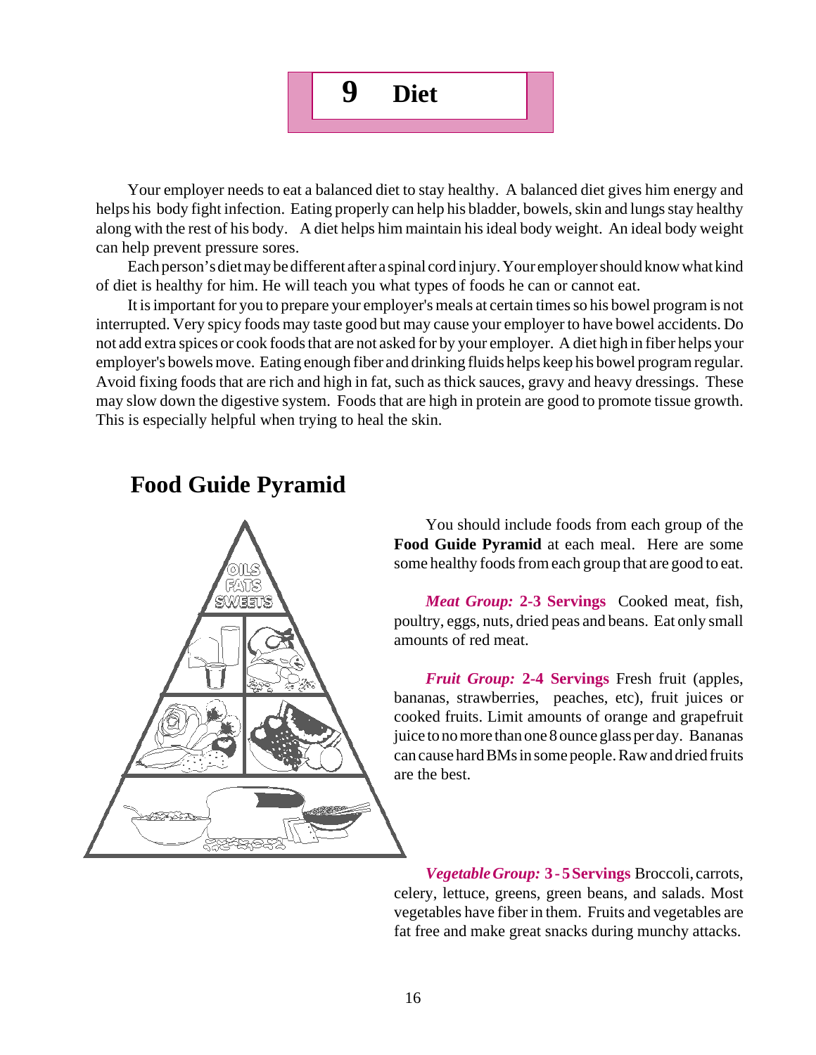# 9 Diet

Your employer needs to eat a balanced diet to stay healthy. A balanced diet gives him energy and helps his body fight infection. Eating properly can help his bladder, bowels, skin and lungs stay healthy along with the rest of his body. A diet helps him maintain his ideal body weight. An ideal body weight can help prevent pressure sores.

Each person's diet may be different after a spinal cord injury. Your employer should know what kind of diet is healthy for him. He will teach you what types of foods he can or cannot eat.

It is important for you to prepare your employer's meals at certain times so his bowel program is not interrupted. Very spicy foods may taste good but may cause your employer to have bowel accidents. Do not add extra spices or cook foods that are not asked for by your employer. A diet high in fiber helps your employer's bowels move. Eating enough fiber and drinking fluids helps keep his bowel program regular. Avoid fixing foods that are rich and high in fat, such as thick sauces, gravy and heavy dressings. These may slow down the digestive system. Foods that are high in protein are good to promote tissue growth. This is especially helpful when trying to heal the skin.

## Food Guide Pyramid

OILS
FATS
SWEETS

You should include foods from each group of the **Food Guide Pyramid** at each meal. Here are some some healthy foods from each group that are good to eat.

***Meat Group:*** **2-3 Servings** Cooked meat, fish, poultry, eggs, nuts, dried peas and beans. Eat only small amounts of red meat.

***Fruit Group:*** **2-4 Servings** Fresh fruit (apples, bananas, strawberries, peaches, etc), fruit juices or cooked fruits. Limit amounts of orange and grapefruit juice to no more than one 8 ounce glass per day. Bananas can cause hard BMs in some people. Raw and dried fruits are the best.

***Vegetable Group:*** **3 - 5 Servings** Broccoli, carrots, celery, lettuce, greens, green beans, and salads. Most vegetables have fiber in them. Fruits and vegetables are fat free and make great snacks during munchy attacks.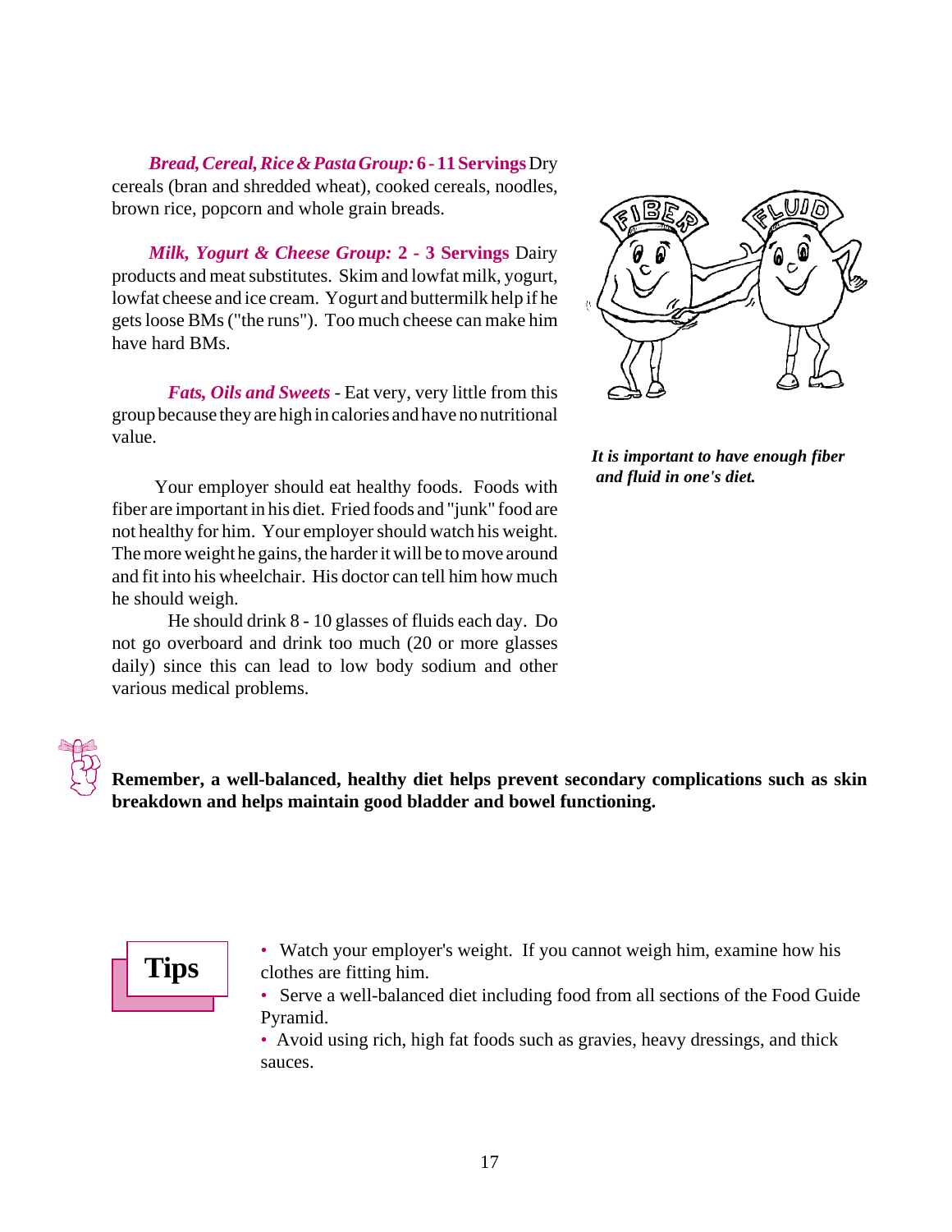***Bread, Cereal, Rice & Pasta Group:* 6 - 11 Servings** Dry cereals (bran and shredded wheat), cooked cereals, noodles, brown rice, popcorn and whole grain breads.

***Milk, Yogurt & Cheese Group:* 2 - 3 Servings** Dairy products and meat substitutes. Skim and lowfat milk, yogurt, lowfat cheese and ice cream. Yogurt and buttermilk help if he gets loose BMs ("the runs"). Too much cheese can make him have hard BMs.

***Fats, Oils and Sweets*** - Eat very, very little from this group because they are high in calories and have no nutritional value.

*It is important to have enough fiber and fluid in one's diet.*

Your employer should eat healthy foods. Foods with fiber are important in his diet. Fried foods and "junk" food are not healthy for him. Your employer should watch his weight. The more weight he gains, the harder it will be to move around and fit into his wheelchair. His doctor can tell him how much he should weigh.

He should drink 8 - 10 glasses of fluids each day. Do not go overboard and drink too much (20 or more glasses daily) since this can lead to low body sodium and other various medical problems.

**Remember, a well-balanced, healthy diet helps prevent secondary complications such as skin breakdown and helps maintain good bladder and bowel functioning.**

## Tips

- Watch your employer's weight. If you cannot weigh him, examine how his clothes are fitting him.
- Serve a well-balanced diet including food from all sections of the Food Guide Pyramid.
- Avoid using rich, high fat foods such as gravies, heavy dressings, and thick sauces.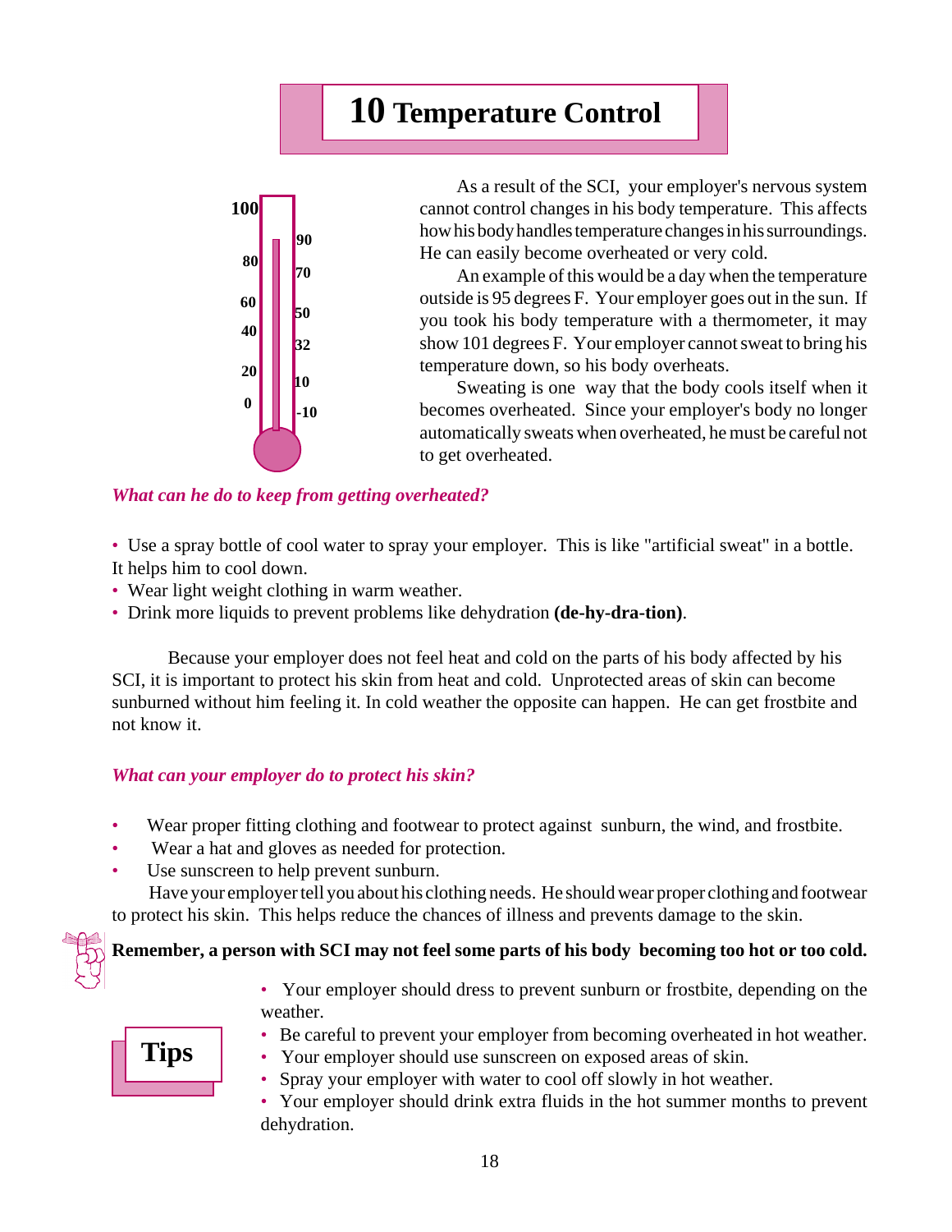# 10 Temperature Control

As a result of the SCI, your employer's nervous system cannot control changes in his body temperature. This affects how his body handles temperature changes in his surroundings. He can easily become overheated or very cold.

An example of this would be a day when the temperature outside is 95 degrees F. Your employer goes out in the sun. If you took his body temperature with a thermometer, it may show 101 degrees F. Your employer cannot sweat to bring his temperature down, so his body overheats.

Sweating is one way that the body cools itself when it becomes overheated. Since your employer's body no longer automatically sweats when overheated, he must be careful not to get overheated.

***What can he do to keep from getting overheated?***

- Use a spray bottle of cool water to spray your employer. This is like "artificial sweat" in a bottle. It helps him to cool down.
- Wear light weight clothing in warm weather.
- Drink more liquids to prevent problems like dehydration **(de-hy-dra-tion)**.

Because your employer does not feel heat and cold on the parts of his body affected by his SCI, it is important to protect his skin from heat and cold. Unprotected areas of skin can become sunburned without him feeling it. In cold weather the opposite can happen. He can get frostbite and not know it.

***What can your employer do to protect his skin?***

- Wear proper fitting clothing and footwear to protect against sunburn, the wind, and frostbite.
- Wear a hat and gloves as needed for protection.
- Use sunscreen to help prevent sunburn.

Have your employer tell you about his clothing needs. He should wear proper clothing and footwear to protect his skin. This helps reduce the chances of illness and prevents damage to the skin.

**Remember, a person with SCI may not feel some parts of his body becoming too hot or too cold.**

## Tips

- Your employer should dress to prevent sunburn or frostbite, depending on the weather.
- Be careful to prevent your employer from becoming overheated in hot weather.
- Your employer should use sunscreen on exposed areas of skin.
- Spray your employer with water to cool off slowly in hot weather.
- Your employer should drink extra fluids in the hot summer months to prevent dehydration.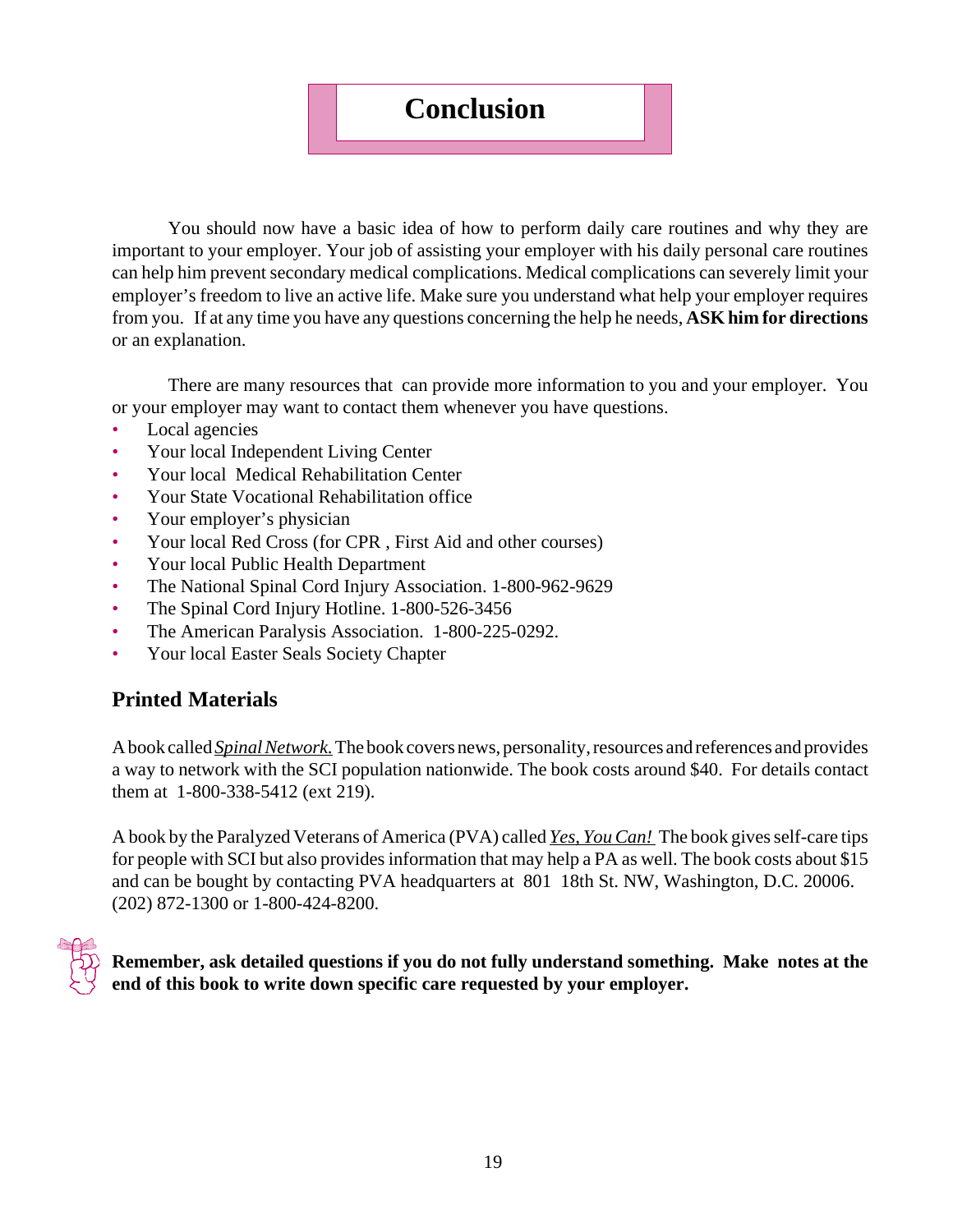# Conclusion

You should now have a basic idea of how to perform daily care routines and why they are important to your employer. Your job of assisting your employer with his daily personal care routines can help him prevent secondary medical complications. Medical complications can severely limit your employer's freedom to live an active life. Make sure you understand what help your employer requires from you. If at any time you have any questions concerning the help he needs, **ASK him for directions** or an explanation.

There are many resources that can provide more information to you and your employer. You or your employer may want to contact them whenever you have questions.

- Local agencies
- Your local Independent Living Center
- Your local Medical Rehabilitation Center
- Your State Vocational Rehabilitation office
- Your employer's physician
- Your local Red Cross (for CPR , First Aid and other courses)
- Your local Public Health Department
- The National Spinal Cord Injury Association. 1-800-962-9629
- The Spinal Cord Injury Hotline. 1-800-526-3456
- The American Paralysis Association. 1-800-225-0292.
- Your local Easter Seals Society Chapter

## Printed Materials

A book called *Spinal Network.* The book covers news, personality, resources and references and provides a way to network with the SCI population nationwide. The book costs around $40. For details contact them at 1-800-338-5412 (ext 219).

A book by the Paralyzed Veterans of America (PVA) called *Yes, You Can!* The book gives self-care tips for people with SCI but also provides information that may help a PA as well. The book costs about $15 and can be bought by contacting PVA headquarters at 801 18th St. NW, Washington, D.C. 20006. (202) 872-1300 or 1-800-424-8200.

**Remember, ask detailed questions if you do not fully understand something. Make notes at the end of this book to write down specific care requested by your employer.**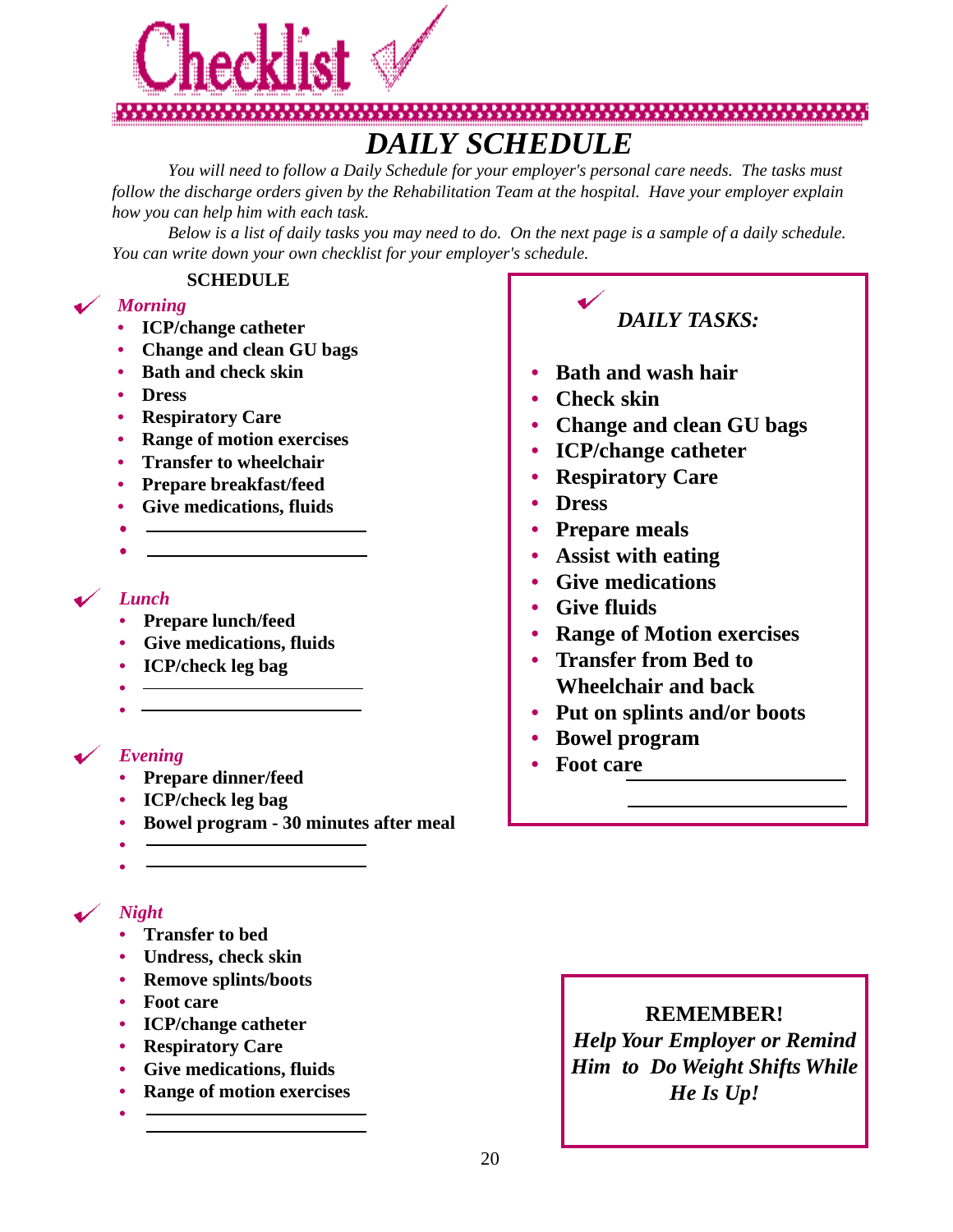# Checklist ✓

## DAILY SCHEDULE

*You will need to follow a Daily Schedule for your employer's personal care needs. The tasks must follow the discharge orders given by the Rehabilitation Team at the hospital. Have your employer explain how you can help him with each task.*

*Below is a list of daily tasks you may need to do. On the next page is a sample of a daily schedule. You can write down your own checklist for your employer's schedule.*

**SCHEDULE**

✓ ***Morning***

- **ICP/change catheter**
- **Change and clean GU bags**
- **Bath and check skin**
- **Dress**
- **Respiratory Care**
- **Range of motion exercises**
- **Transfer to wheelchair**
- **Prepare breakfast/feed**
- **Give medications, fluids**
- ______________________
- ______________________

✓ ***Lunch***

- **Prepare lunch/feed**
- **Give medications, fluids**
- **ICP/check leg bag**
- ______________________
- ______________________

✓ ***Evening***

- **Prepare dinner/feed**
- **ICP/check leg bag**
- **Bowel program - 30 minutes after meal**
- ______________________
- ______________________

✓ ***Night***

- **Transfer to bed**
- **Undress, check skin**
- **Remove splints/boots**
- **Foot care**
- **ICP/change catheter**
- **Respiratory Care**
- **Give medications, fluids**
- **Range of motion exercises**
- ______________________

______________________

✓ ***DAILY TASKS:***

- **Bath and wash hair**
- **Check skin**
- **Change and clean GU bags**
- **ICP/change catheter**
- **Respiratory Care**
- **Dress**
- **Prepare meals**
- **Assist with eating**
- **Give medications**
- **Give fluids**
- **Range of Motion exercises**
- **Transfer from Bed to Wheelchair and back**
- **Put on splints and/or boots**
- **Bowel program**
- **Foot care**

______________________

______________________

**REMEMBER!**

***Help Your Employer or Remind Him to Do Weight Shifts While He Is Up!***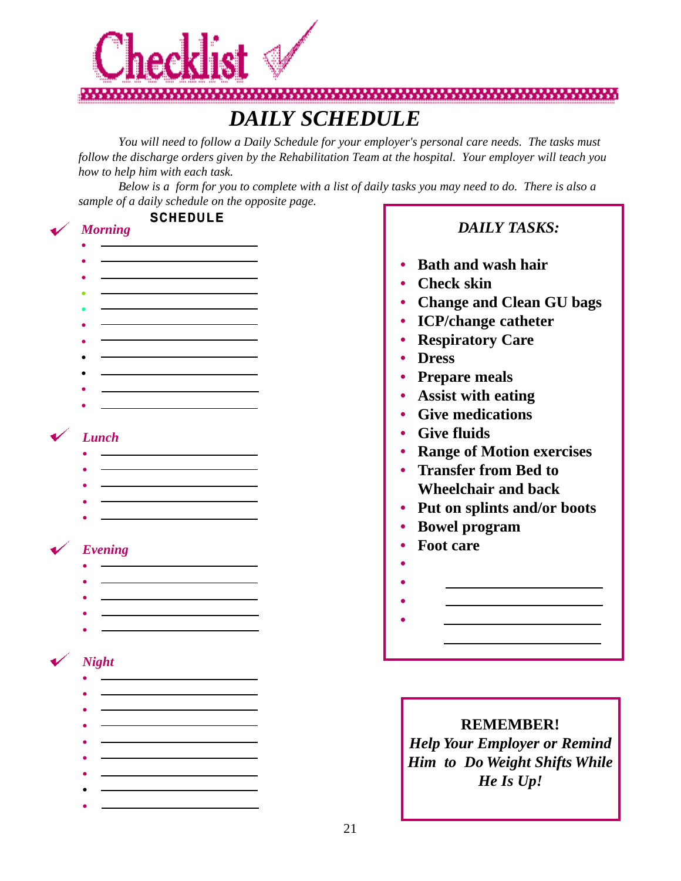# Checklist

## *DAILY SCHEDULE*

*You will need to follow a Daily Schedule for your employer's personal care needs. The tasks must follow the discharge orders given by the Rehabilitation Team at the hospital. Your employer will teach you how to help him with each task.*

*Below is a form for you to complete with a list of daily tasks you may need to do. There is also a sample of a daily schedule on the opposite page.*

### SCHEDULE

**✓ *Morning***

- ____________________
- ____________________
- ____________________
- ____________________
- ____________________
- ____________________
- ____________________
- ____________________
- ____________________
- ____________________
- ____________________

**✓ *Lunch***

- ____________________
- ____________________
- ____________________
- ____________________
- ____________________

**✓ *Evening***

- ____________________
- ____________________
- ____________________
- ____________________
- ____________________

**✓ *Night***

- ____________________
- ____________________
- ____________________
- ____________________
- ____________________
- ____________________
- ____________________
- ____________________
- ____________________

### *DAILY TASKS:*

- **Bath and wash hair**
- **Check skin**
- **Change and Clean GU bags**
- **ICP/change catheter**
- **Respiratory Care**
- **Dress**
- **Prepare meals**
- **Assist with eating**
- **Give medications**
- **Give fluids**
- **Range of Motion exercises**
- **Transfer from Bed to Wheelchair and back**
- **Put on splints and/or boots**
- **Bowel program**
- **Foot care**
- ____________________
- ____________________
- ____________________
- ____________________

**REMEMBER!**
***Help Your Employer or Remind Him to Do Weight Shifts While He Is Up!***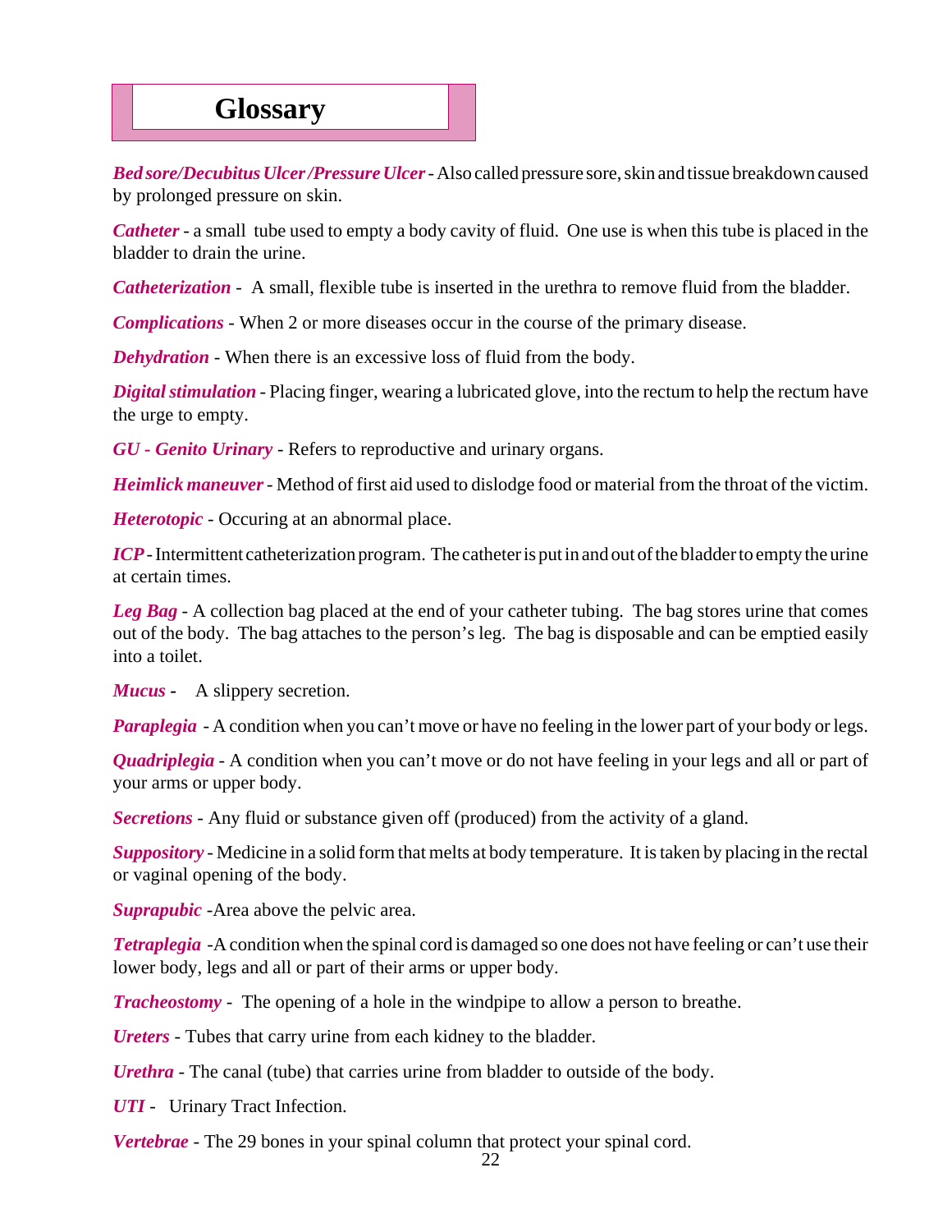# Glossary

***Bed sore/Decubitus Ulcer /Pressure Ulcer*** - Also called pressure sore, skin and tissue breakdown caused by prolonged pressure on skin.

***Catheter*** - a small tube used to empty a body cavity of fluid. One use is when this tube is placed in the bladder to drain the urine.

***Catheterization*** - A small, flexible tube is inserted in the urethra to remove fluid from the bladder.

***Complications*** - When 2 or more diseases occur in the course of the primary disease.

***Dehydration*** - When there is an excessive loss of fluid from the body.

***Digital stimulation*** - Placing finger, wearing a lubricated glove, into the rectum to help the rectum have the urge to empty.

***GU - Genito Urinary*** - Refers to reproductive and urinary organs.

***Heimlick maneuver*** - Method of first aid used to dislodge food or material from the throat of the victim.

***Heterotopic*** - Occuring at an abnormal place.

***ICP*** - Intermittent catheterization program. The catheter is put in and out of the bladder to empty the urine at certain times.

***Leg Bag*** - A collection bag placed at the end of your catheter tubing. The bag stores urine that comes out of the body. The bag attaches to the person's leg. The bag is disposable and can be emptied easily into a toilet.

***Mucus*** - A slippery secretion.

***Paraplegia*** - A condition when you can't move or have no feeling in the lower part of your body or legs.

***Quadriplegia*** - A condition when you can't move or do not have feeling in your legs and all or part of your arms or upper body.

***Secretions*** - Any fluid or substance given off (produced) from the activity of a gland.

***Suppository*** - Medicine in a solid form that melts at body temperature. It is taken by placing in the rectal or vaginal opening of the body.

***Suprapubic*** -Area above the pelvic area.

***Tetraplegia*** -A condition when the spinal cord is damaged so one does not have feeling or can't use their lower body, legs and all or part of their arms or upper body.

***Tracheostomy*** - The opening of a hole in the windpipe to allow a person to breathe.

***Ureters*** - Tubes that carry urine from each kidney to the bladder.

***Urethra*** - The canal (tube) that carries urine from bladder to outside of the body.

***UTI*** - Urinary Tract Infection.

***Vertebrae*** - The 29 bones in your spinal column that protect your spinal cord.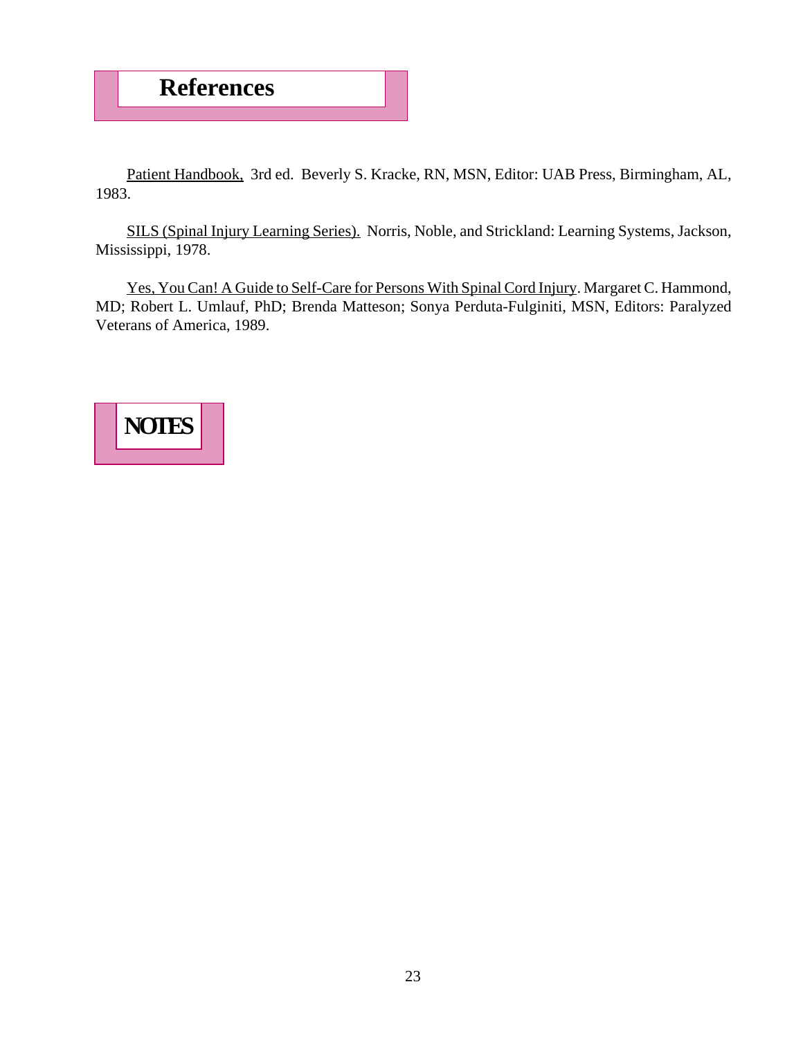# References

<u>Patient Handbook,</u> 3rd ed. Beverly S. Kracke, RN, MSN, Editor: UAB Press, Birmingham, AL, 1983.

<u>SILS (Spinal Injury Learning Series).</u> Norris, Noble, and Strickland: Learning Systems, Jackson, Mississippi, 1978.

<u>Yes, You Can! A Guide to Self-Care for Persons With Spinal Cord Injury</u>. Margaret C. Hammond, MD; Robert L. Umlauf, PhD; Brenda Matteson; Sonya Perduta-Fulginiti, MSN, Editors: Paralyzed Veterans of America, 1989.

# NOTES